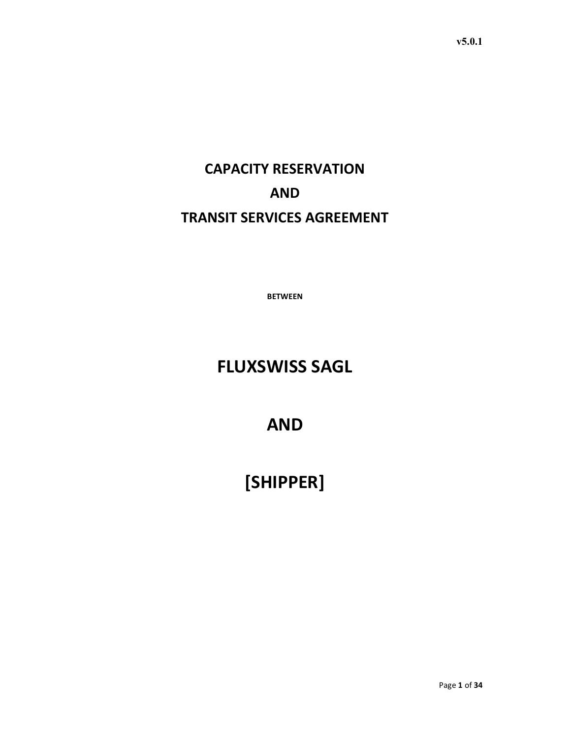v5.0.1

# CAPACITY RESERVATION
# AND
# TRANSIT SERVICES AGREEMENT

**BETWEEN**

# FLUXSWISS SAGL

# AND

# [SHIPPER]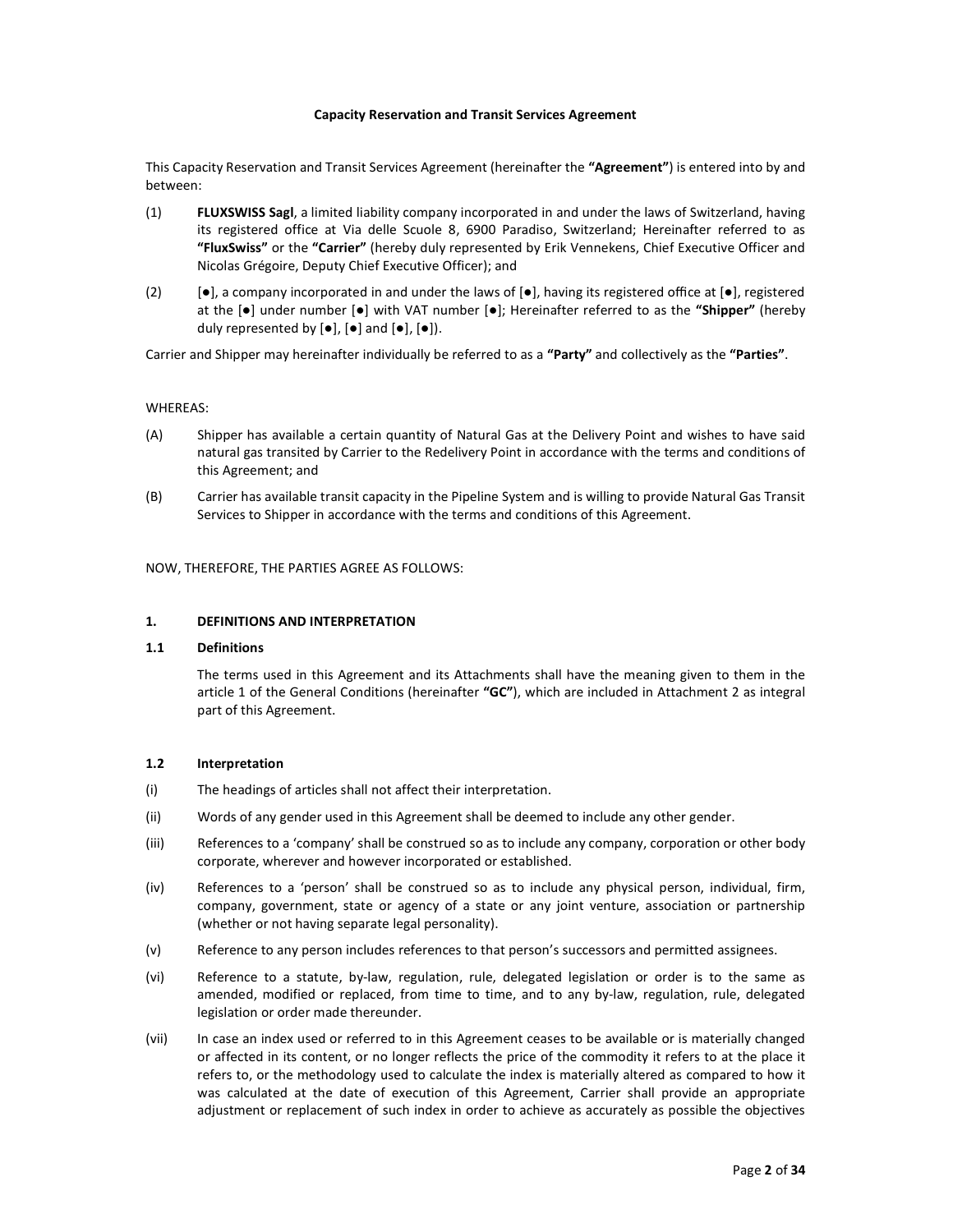**Capacity Reservation and Transit Services Agreement**

This Capacity Reservation and Transit Services Agreement (hereinafter the **"Agreement"**) is entered into by and between:

(1) **FLUXSWISS Sagl**, a limited liability company incorporated in and under the laws of Switzerland, having its registered office at Via delle Scuole 8, 6900 Paradiso, Switzerland; Hereinafter referred to as **"FluxSwiss"** or the **"Carrier"** (hereby duly represented by Erik Vennekens, Chief Executive Officer and Nicolas Grégoire, Deputy Chief Executive Officer); and

(2) [●], a company incorporated in and under the laws of [●], having its registered office at [●], registered at the [●] under number [●] with VAT number [●]; Hereinafter referred to as the **"Shipper"** (hereby duly represented by [●], [●] and [●], [●]).

Carrier and Shipper may hereinafter individually be referred to as a **"Party"** and collectively as the **"Parties"**.

WHEREAS:

(A) Shipper has available a certain quantity of Natural Gas at the Delivery Point and wishes to have said natural gas transited by Carrier to the Redelivery Point in accordance with the terms and conditions of this Agreement; and

(B) Carrier has available transit capacity in the Pipeline System and is willing to provide Natural Gas Transit Services to Shipper in accordance with the terms and conditions of this Agreement.

NOW, THEREFORE, THE PARTIES AGREE AS FOLLOWS:

## 1. DEFINITIONS AND INTERPRETATION

### 1.1 Definitions

The terms used in this Agreement and its Attachments shall have the meaning given to them in the article 1 of the General Conditions (hereinafter **"GC"**), which are included in Attachment 2 as integral part of this Agreement.

### 1.2 Interpretation

(i) The headings of articles shall not affect their interpretation.

(ii) Words of any gender used in this Agreement shall be deemed to include any other gender.

(iii) References to a 'company' shall be construed so as to include any company, corporation or other body corporate, wherever and however incorporated or established.

(iv) References to a 'person' shall be construed so as to include any physical person, individual, firm, company, government, state or agency of a state or any joint venture, association or partnership (whether or not having separate legal personality).

(v) Reference to any person includes references to that person's successors and permitted assignees.

(vi) Reference to a statute, by-law, regulation, rule, delegated legislation or order is to the same as amended, modified or replaced, from time to time, and to any by-law, regulation, rule, delegated legislation or order made thereunder.

(vii) In case an index used or referred to in this Agreement ceases to be available or is materially changed or affected in its content, or no longer reflects the price of the commodity it refers to at the place it refers to, or the methodology used to calculate the index is materially altered as compared to how it was calculated at the date of execution of this Agreement, Carrier shall provide an appropriate adjustment or replacement of such index in order to achieve as accurately as possible the objectives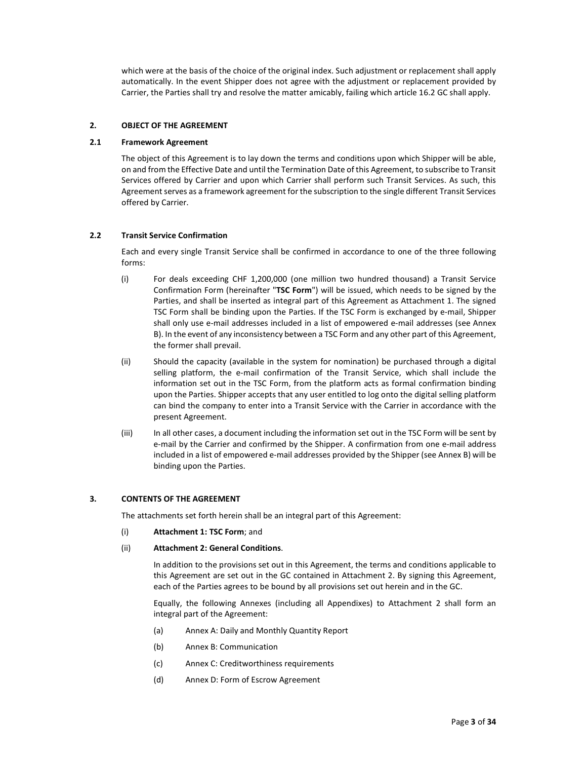which were at the basis of the choice of the original index. Such adjustment or replacement shall apply automatically. In the event Shipper does not agree with the adjustment or replacement provided by Carrier, the Parties shall try and resolve the matter amicably, failing which article 16.2 GC shall apply.

## 2. OBJECT OF THE AGREEMENT

### 2.1 Framework Agreement

The object of this Agreement is to lay down the terms and conditions upon which Shipper will be able, on and from the Effective Date and until the Termination Date of this Agreement, to subscribe to Transit Services offered by Carrier and upon which Carrier shall perform such Transit Services. As such, this Agreement serves as a framework agreement for the subscription to the single different Transit Services offered by Carrier.

### 2.2 Transit Service Confirmation

Each and every single Transit Service shall be confirmed in accordance to one of the three following forms:

(i) For deals exceeding CHF 1,200,000 (one million two hundred thousand) a Transit Service Confirmation Form (hereinafter "**TSC Form**") will be issued, which needs to be signed by the Parties, and shall be inserted as integral part of this Agreement as Attachment 1. The signed TSC Form shall be binding upon the Parties. If the TSC Form is exchanged by e-mail, Shipper shall only use e-mail addresses included in a list of empowered e-mail addresses (see Annex B). In the event of any inconsistency between a TSC Form and any other part of this Agreement, the former shall prevail.

(ii) Should the capacity (available in the system for nomination) be purchased through a digital selling platform, the e-mail confirmation of the Transit Service, which shall include the information set out in the TSC Form, from the platform acts as formal confirmation binding upon the Parties. Shipper accepts that any user entitled to log onto the digital selling platform can bind the company to enter into a Transit Service with the Carrier in accordance with the present Agreement.

(iii) In all other cases, a document including the information set out in the TSC Form will be sent by e-mail by the Carrier and confirmed by the Shipper. A confirmation from one e-mail address included in a list of empowered e-mail addresses provided by the Shipper (see Annex B) will be binding upon the Parties.

## 3. CONTENTS OF THE AGREEMENT

The attachments set forth herein shall be an integral part of this Agreement:

(i) **Attachment 1: TSC Form**; and

(ii) **Attachment 2: General Conditions**.

In addition to the provisions set out in this Agreement, the terms and conditions applicable to this Agreement are set out in the GC contained in Attachment 2. By signing this Agreement, each of the Parties agrees to be bound by all provisions set out herein and in the GC.

Equally, the following Annexes (including all Appendixes) to Attachment 2 shall form an integral part of the Agreement:

(a) Annex A: Daily and Monthly Quantity Report

(b) Annex B: Communication

(c) Annex C: Creditworthiness requirements

(d) Annex D: Form of Escrow Agreement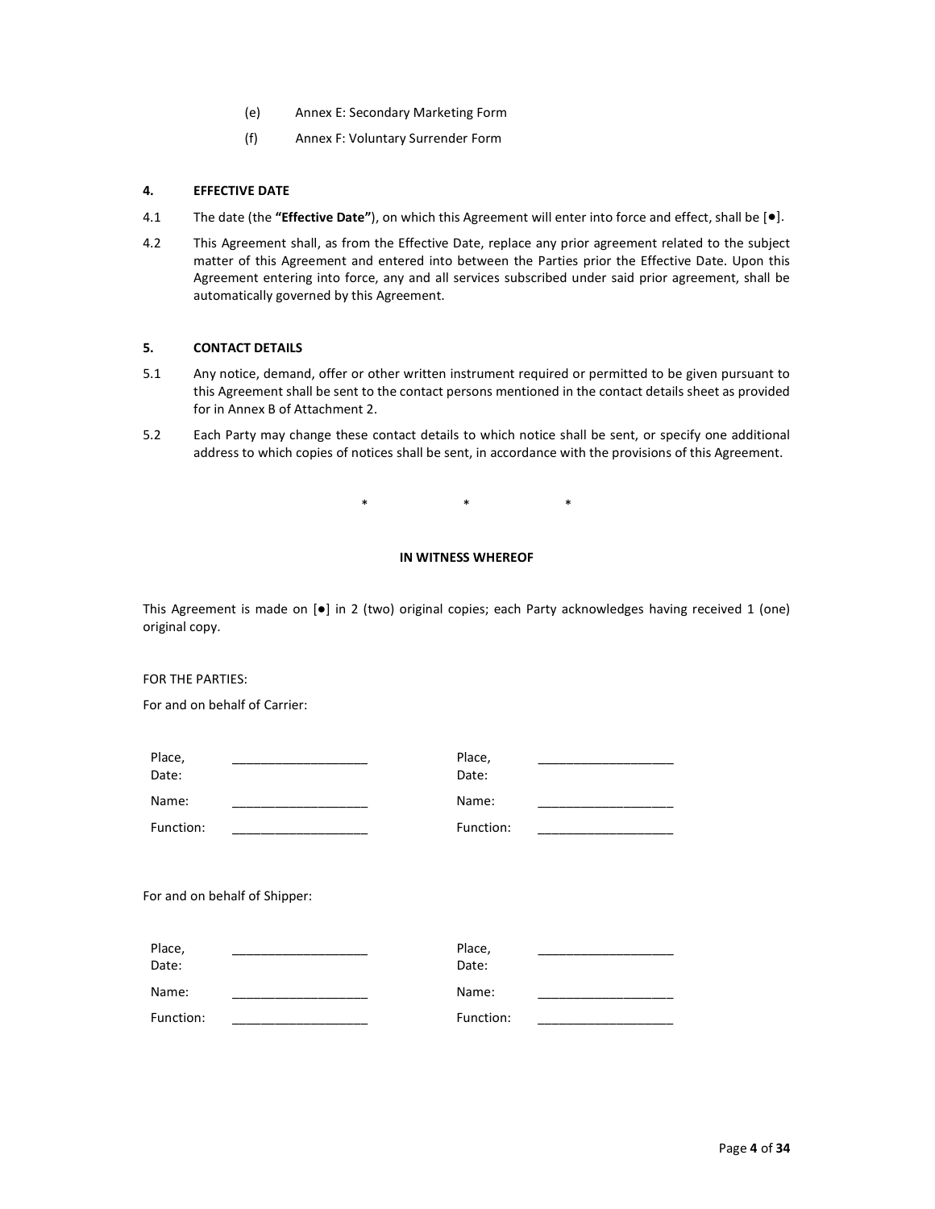(e) Annex E: Secondary Marketing Form

(f) Annex F: Voluntary Surrender Form

### 4. EFFECTIVE DATE

4.1 The date (the **"Effective Date"**), on which this Agreement will enter into force and effect, shall be [●].

4.2 This Agreement shall, as from the Effective Date, replace any prior agreement related to the subject matter of this Agreement and entered into between the Parties prior the Effective Date. Upon this Agreement entering into force, any and all services subscribed under said prior agreement, shall be automatically governed by this Agreement.

### 5. CONTACT DETAILS

5.1 Any notice, demand, offer or other written instrument required or permitted to be given pursuant to this Agreement shall be sent to the contact persons mentioned in the contact details sheet as provided for in Annex B of Attachment 2.

5.2 Each Party may change these contact details to which notice shall be sent, or specify one additional address to which copies of notices shall be sent, in accordance with the provisions of this Agreement.

\* \* \*

**IN WITNESS WHEREOF**

This Agreement is made on [●] in 2 (two) original copies; each Party acknowledges having received 1 (one) original copy.

FOR THE PARTIES:

For and on behalf of Carrier:

| | | | |
|---|---|---|---|
| Place, Date: | ___________________ | Place, Date: | ___________________ |
| Name: | ___________________ | Name: | ___________________ |
| Function: | ___________________ | Function: | ___________________ |

For and on behalf of Shipper:

| | | | |
|---|---|---|---|
| Place, Date: | ___________________ | Place, Date: | ___________________ |
| Name: | ___________________ | Name: | ___________________ |
| Function: | ___________________ | Function: | ___________________ |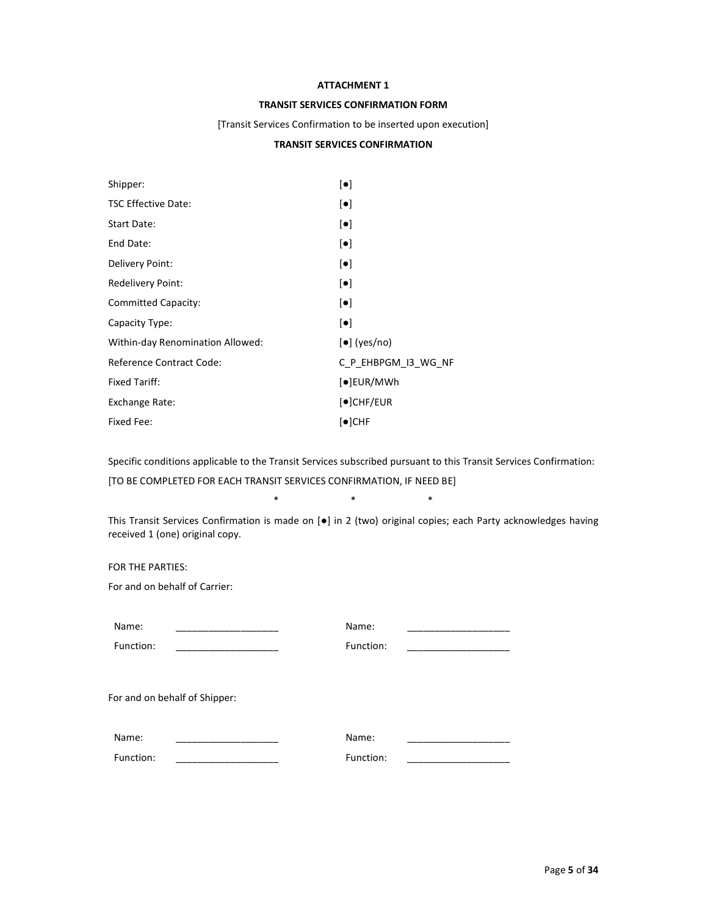**ATTACHMENT 1**

**TRANSIT SERVICES CONFIRMATION FORM**

[Transit Services Confirmation to be inserted upon execution]

**TRANSIT SERVICES CONFIRMATION**

| | |
|---|---|
| Shipper: | [●] |
| TSC Effective Date: | [●] |
| Start Date: | [●] |
| End Date: | [●] |
| Delivery Point: | [●] |
| Redelivery Point: | [●] |
| Committed Capacity: | [●] |
| Capacity Type: | [●] |
| Within-day Renomination Allowed: | [●] (yes/no) |
| Reference Contract Code: | C_P_EHBPGM_I3_WG_NF |
| Fixed Tariff: | [●]EUR/MWh |
| Exchange Rate: | [●]CHF/EUR |
| Fixed Fee: | [●]CHF |

Specific conditions applicable to the Transit Services subscribed pursuant to this Transit Services Confirmation:

[TO BE COMPLETED FOR EACH TRANSIT SERVICES CONFIRMATION, IF NEED BE]

\*    \*    \*

This Transit Services Confirmation is made on [●] in 2 (two) original copies; each Party acknowledges having received 1 (one) original copy.

FOR THE PARTIES:

For and on behalf of Carrier:

| | | | |
|---|---|---|---|
| Name: | ___________________ | Name: | ___________________ |
| Function: | ___________________ | Function: | ___________________ |

For and on behalf of Shipper:

| | | | |
|---|---|---|---|
| Name: | ___________________ | Name: | ___________________ |
| Function: | ___________________ | Function: | ___________________ |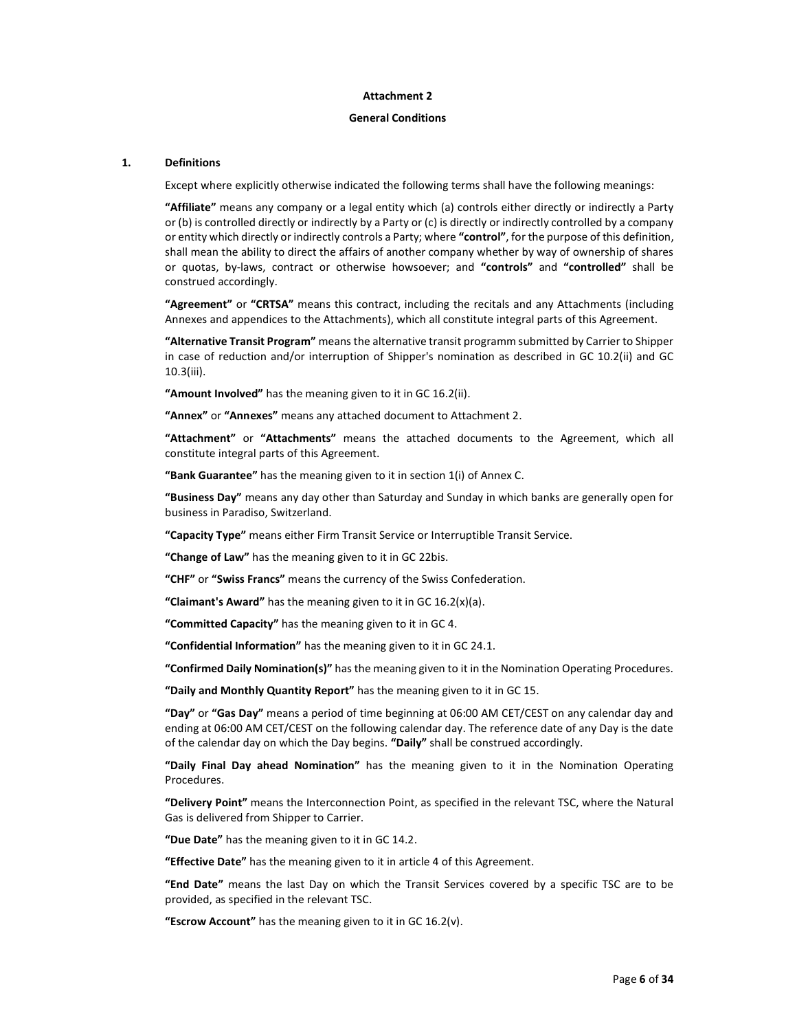**Attachment 2**

**General Conditions**

## 1. Definitions

Except where explicitly otherwise indicated the following terms shall have the following meanings:

**"Affiliate"** means any company or a legal entity which (a) controls either directly or indirectly a Party or (b) is controlled directly or indirectly by a Party or (c) is directly or indirectly controlled by a company or entity which directly or indirectly controls a Party; where **"control"**, for the purpose of this definition, shall mean the ability to direct the affairs of another company whether by way of ownership of shares or quotas, by-laws, contract or otherwise howsoever; and **"controls"** and **"controlled"** shall be construed accordingly.

**"Agreement"** or **"CRTSA"** means this contract, including the recitals and any Attachments (including Annexes and appendices to the Attachments), which all constitute integral parts of this Agreement.

**"Alternative Transit Program"** means the alternative transit programm submitted by Carrier to Shipper in case of reduction and/or interruption of Shipper's nomination as described in GC 10.2(ii) and GC 10.3(iii).

**"Amount Involved"** has the meaning given to it in GC 16.2(ii).

**"Annex"** or **"Annexes"** means any attached document to Attachment 2.

**"Attachment"** or **"Attachments"** means the attached documents to the Agreement, which all constitute integral parts of this Agreement.

**"Bank Guarantee"** has the meaning given to it in section 1(i) of Annex C.

**"Business Day"** means any day other than Saturday and Sunday in which banks are generally open for business in Paradiso, Switzerland.

**"Capacity Type"** means either Firm Transit Service or Interruptible Transit Service.

**"Change of Law"** has the meaning given to it in GC 22bis.

**"CHF"** or **"Swiss Francs"** means the currency of the Swiss Confederation.

**"Claimant's Award"** has the meaning given to it in GC 16.2(x)(a).

**"Committed Capacity"** has the meaning given to it in GC 4.

**"Confidential Information"** has the meaning given to it in GC 24.1.

**"Confirmed Daily Nomination(s)"** has the meaning given to it in the Nomination Operating Procedures.

**"Daily and Monthly Quantity Report"** has the meaning given to it in GC 15.

**"Day"** or **"Gas Day"** means a period of time beginning at 06:00 AM CET/CEST on any calendar day and ending at 06:00 AM CET/CEST on the following calendar day. The reference date of any Day is the date of the calendar day on which the Day begins. **"Daily"** shall be construed accordingly.

**"Daily Final Day ahead Nomination"** has the meaning given to it in the Nomination Operating Procedures.

**"Delivery Point"** means the Interconnection Point, as specified in the relevant TSC, where the Natural Gas is delivered from Shipper to Carrier.

**"Due Date"** has the meaning given to it in GC 14.2.

**"Effective Date"** has the meaning given to it in article 4 of this Agreement.

**"End Date"** means the last Day on which the Transit Services covered by a specific TSC are to be provided, as specified in the relevant TSC.

**"Escrow Account"** has the meaning given to it in GC 16.2(v).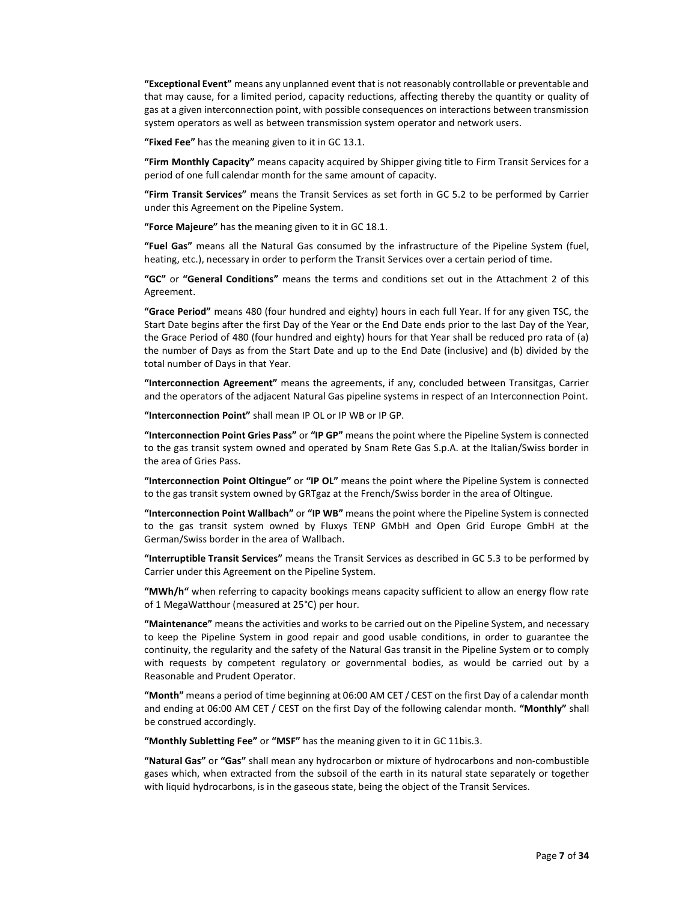**"Exceptional Event"** means any unplanned event that is not reasonably controllable or preventable and that may cause, for a limited period, capacity reductions, affecting thereby the quantity or quality of gas at a given interconnection point, with possible consequences on interactions between transmission system operators as well as between transmission system operator and network users.

**"Fixed Fee"** has the meaning given to it in GC 13.1.

**"Firm Monthly Capacity"** means capacity acquired by Shipper giving title to Firm Transit Services for a period of one full calendar month for the same amount of capacity.

**"Firm Transit Services"** means the Transit Services as set forth in GC 5.2 to be performed by Carrier under this Agreement on the Pipeline System.

**"Force Majeure"** has the meaning given to it in GC 18.1.

**"Fuel Gas"** means all the Natural Gas consumed by the infrastructure of the Pipeline System (fuel, heating, etc.), necessary in order to perform the Transit Services over a certain period of time.

**"GC"** or **"General Conditions"** means the terms and conditions set out in the Attachment 2 of this Agreement.

**"Grace Period"** means 480 (four hundred and eighty) hours in each full Year. If for any given TSC, the Start Date begins after the first Day of the Year or the End Date ends prior to the last Day of the Year, the Grace Period of 480 (four hundred and eighty) hours for that Year shall be reduced pro rata of (a) the number of Days as from the Start Date and up to the End Date (inclusive) and (b) divided by the total number of Days in that Year.

**"Interconnection Agreement"** means the agreements, if any, concluded between Transitgas, Carrier and the operators of the adjacent Natural Gas pipeline systems in respect of an Interconnection Point.

**"Interconnection Point"** shall mean IP OL or IP WB or IP GP.

**"Interconnection Point Gries Pass"** or **"IP GP"** means the point where the Pipeline System is connected to the gas transit system owned and operated by Snam Rete Gas S.p.A. at the Italian/Swiss border in the area of Gries Pass.

**"Interconnection Point Oltingue"** or **"IP OL"** means the point where the Pipeline System is connected to the gas transit system owned by GRTgaz at the French/Swiss border in the area of Oltingue.

**"Interconnection Point Wallbach"** or **"IP WB"** means the point where the Pipeline System is connected to the gas transit system owned by Fluxys TENP GMbH and Open Grid Europe GmbH at the German/Swiss border in the area of Wallbach.

**"Interruptible Transit Services"** means the Transit Services as described in GC 5.3 to be performed by Carrier under this Agreement on the Pipeline System.

**"MWh/h"** when referring to capacity bookings means capacity sufficient to allow an energy flow rate of 1 MegaWatthour (measured at 25°C) per hour.

**"Maintenance"** means the activities and works to be carried out on the Pipeline System, and necessary to keep the Pipeline System in good repair and good usable conditions, in order to guarantee the continuity, the regularity and the safety of the Natural Gas transit in the Pipeline System or to comply with requests by competent regulatory or governmental bodies, as would be carried out by a Reasonable and Prudent Operator.

**"Month"** means a period of time beginning at 06:00 AM CET / CEST on the first Day of a calendar month and ending at 06:00 AM CET / CEST on the first Day of the following calendar month. **"Monthly"** shall be construed accordingly.

**"Monthly Subletting Fee"** or **"MSF"** has the meaning given to it in GC 11bis.3.

**"Natural Gas"** or **"Gas"** shall mean any hydrocarbon or mixture of hydrocarbons and non-combustible gases which, when extracted from the subsoil of the earth in its natural state separately or together with liquid hydrocarbons, is in the gaseous state, being the object of the Transit Services.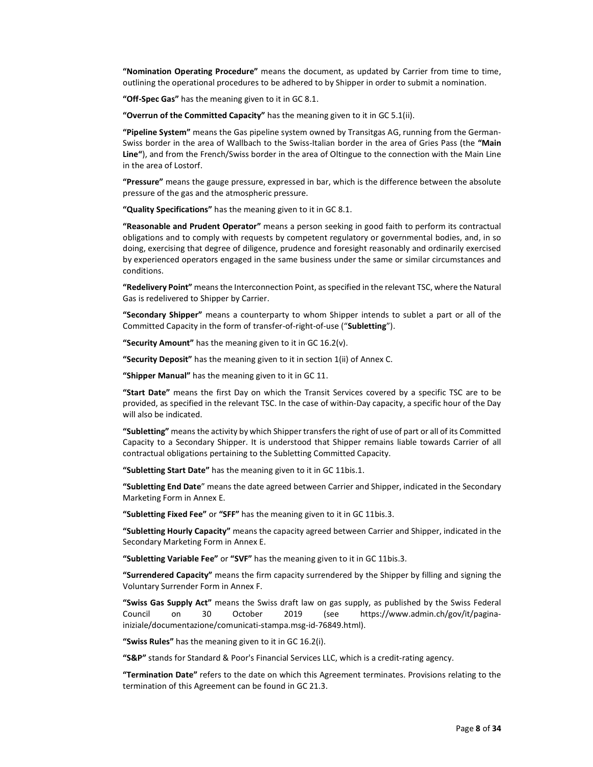**"Nomination Operating Procedure"** means the document, as updated by Carrier from time to time, outlining the operational procedures to be adhered to by Shipper in order to submit a nomination.

**"Off-Spec Gas"** has the meaning given to it in GC 8.1.

**"Overrun of the Committed Capacity"** has the meaning given to it in GC 5.1(ii).

**"Pipeline System"** means the Gas pipeline system owned by Transitgas AG, running from the German-Swiss border in the area of Wallbach to the Swiss-Italian border in the area of Gries Pass (the **"Main Line"**), and from the French/Swiss border in the area of Oltingue to the connection with the Main Line in the area of Lostorf.

**"Pressure"** means the gauge pressure, expressed in bar, which is the difference between the absolute pressure of the gas and the atmospheric pressure.

**"Quality Specifications"** has the meaning given to it in GC 8.1.

**"Reasonable and Prudent Operator"** means a person seeking in good faith to perform its contractual obligations and to comply with requests by competent regulatory or governmental bodies, and, in so doing, exercising that degree of diligence, prudence and foresight reasonably and ordinarily exercised by experienced operators engaged in the same business under the same or similar circumstances and conditions.

**"Redelivery Point"** means the Interconnection Point, as specified in the relevant TSC, where the Natural Gas is redelivered to Shipper by Carrier.

**"Secondary Shipper"** means a counterparty to whom Shipper intends to sublet a part or all of the Committed Capacity in the form of transfer-of-right-of-use ("**Subletting**").

**"Security Amount"** has the meaning given to it in GC 16.2(v).

**"Security Deposit"** has the meaning given to it in section 1(ii) of Annex C.

**"Shipper Manual"** has the meaning given to it in GC 11.

**"Start Date"** means the first Day on which the Transit Services covered by a specific TSC are to be provided, as specified in the relevant TSC. In the case of within-Day capacity, a specific hour of the Day will also be indicated.

**"Subletting"** means the activity by which Shipper transfers the right of use of part or all of its Committed Capacity to a Secondary Shipper. It is understood that Shipper remains liable towards Carrier of all contractual obligations pertaining to the Subletting Committed Capacity.

**"Subletting Start Date"** has the meaning given to it in GC 11bis.1.

**"Subletting End Date"** means the date agreed between Carrier and Shipper, indicated in the Secondary Marketing Form in Annex E.

**"Subletting Fixed Fee"** or **"SFF"** has the meaning given to it in GC 11bis.3.

**"Subletting Hourly Capacity"** means the capacity agreed between Carrier and Shipper, indicated in the Secondary Marketing Form in Annex E.

**"Subletting Variable Fee"** or **"SVF"** has the meaning given to it in GC 11bis.3.

**"Surrendered Capacity"** means the firm capacity surrendered by the Shipper by filling and signing the Voluntary Surrender Form in Annex F.

**"Swiss Gas Supply Act"** means the Swiss draft law on gas supply, as published by the Swiss Federal Council on 30 October 2019 (see https://www.admin.ch/gov/it/pagina-iniziale/documentazione/comunicati-stampa.msg-id-76849.html).

**"Swiss Rules"** has the meaning given to it in GC 16.2(i).

**"S&P"** stands for Standard & Poor's Financial Services LLC, which is a credit-rating agency.

**"Termination Date"** refers to the date on which this Agreement terminates. Provisions relating to the termination of this Agreement can be found in GC 21.3.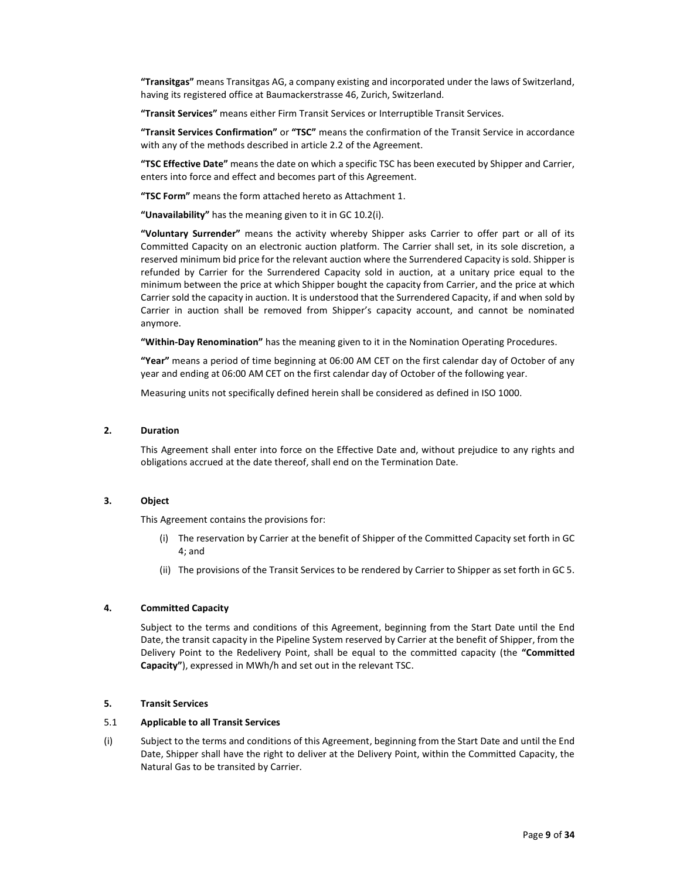**"Transitgas"** means Transitgas AG, a company existing and incorporated under the laws of Switzerland, having its registered office at Baumackerstrasse 46, Zurich, Switzerland.

**"Transit Services"** means either Firm Transit Services or Interruptible Transit Services.

**"Transit Services Confirmation"** or **"TSC"** means the confirmation of the Transit Service in accordance with any of the methods described in article 2.2 of the Agreement.

**"TSC Effective Date"** means the date on which a specific TSC has been executed by Shipper and Carrier, enters into force and effect and becomes part of this Agreement.

**"TSC Form"** means the form attached hereto as Attachment 1.

**"Unavailability"** has the meaning given to it in GC 10.2(i).

**"Voluntary Surrender"** means the activity whereby Shipper asks Carrier to offer part or all of its Committed Capacity on an electronic auction platform. The Carrier shall set, in its sole discretion, a reserved minimum bid price for the relevant auction where the Surrendered Capacity is sold. Shipper is refunded by Carrier for the Surrendered Capacity sold in auction, at a unitary price equal to the minimum between the price at which Shipper bought the capacity from Carrier, and the price at which Carrier sold the capacity in auction. It is understood that the Surrendered Capacity, if and when sold by Carrier in auction shall be removed from Shipper's capacity account, and cannot be nominated anymore.

**"Within-Day Renomination"** has the meaning given to it in the Nomination Operating Procedures.

**"Year"** means a period of time beginning at 06:00 AM CET on the first calendar day of October of any year and ending at 06:00 AM CET on the first calendar day of October of the following year.

Measuring units not specifically defined herein shall be considered as defined in ISO 1000.

## 2. Duration

This Agreement shall enter into force on the Effective Date and, without prejudice to any rights and obligations accrued at the date thereof, shall end on the Termination Date.

## 3. Object

This Agreement contains the provisions for:

(i) The reservation by Carrier at the benefit of Shipper of the Committed Capacity set forth in GC 4; and

(ii) The provisions of the Transit Services to be rendered by Carrier to Shipper as set forth in GC 5.

## 4. Committed Capacity

Subject to the terms and conditions of this Agreement, beginning from the Start Date until the End Date, the transit capacity in the Pipeline System reserved by Carrier at the benefit of Shipper, from the Delivery Point to the Redelivery Point, shall be equal to the committed capacity (the **"Committed Capacity"**), expressed in MWh/h and set out in the relevant TSC.

## 5. Transit Services

### 5.1 Applicable to all Transit Services

(i) Subject to the terms and conditions of this Agreement, beginning from the Start Date and until the End Date, Shipper shall have the right to deliver at the Delivery Point, within the Committed Capacity, the Natural Gas to be transited by Carrier.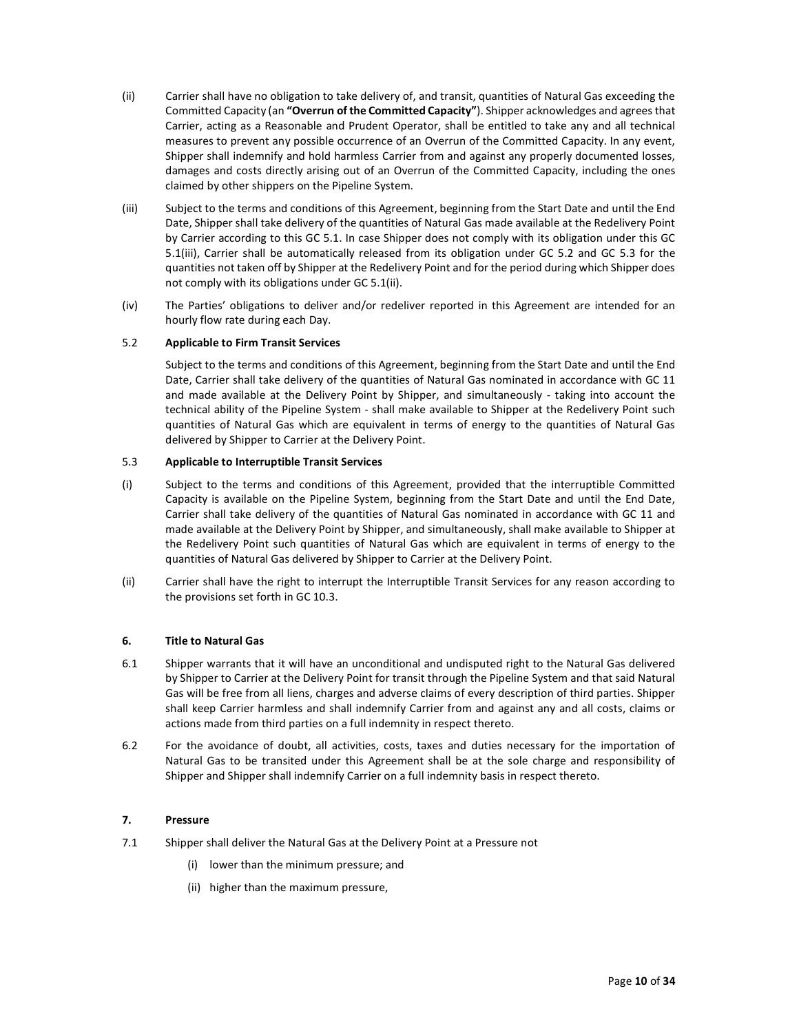(ii) Carrier shall have no obligation to take delivery of, and transit, quantities of Natural Gas exceeding the Committed Capacity (an **"Overrun of the Committed Capacity"**). Shipper acknowledges and agrees that Carrier, acting as a Reasonable and Prudent Operator, shall be entitled to take any and all technical measures to prevent any possible occurrence of an Overrun of the Committed Capacity. In any event, Shipper shall indemnify and hold harmless Carrier from and against any properly documented losses, damages and costs directly arising out of an Overrun of the Committed Capacity, including the ones claimed by other shippers on the Pipeline System.

(iii) Subject to the terms and conditions of this Agreement, beginning from the Start Date and until the End Date, Shipper shall take delivery of the quantities of Natural Gas made available at the Redelivery Point by Carrier according to this GC 5.1. In case Shipper does not comply with its obligation under this GC 5.1(iii), Carrier shall be automatically released from its obligation under GC 5.2 and GC 5.3 for the quantities not taken off by Shipper at the Redelivery Point and for the period during which Shipper does not comply with its obligations under GC 5.1(ii).

(iv) The Parties' obligations to deliver and/or redeliver reported in this Agreement are intended for an hourly flow rate during each Day.

**5.2 Applicable to Firm Transit Services**

Subject to the terms and conditions of this Agreement, beginning from the Start Date and until the End Date, Carrier shall take delivery of the quantities of Natural Gas nominated in accordance with GC 11 and made available at the Delivery Point by Shipper, and simultaneously - taking into account the technical ability of the Pipeline System - shall make available to Shipper at the Redelivery Point such quantities of Natural Gas which are equivalent in terms of energy to the quantities of Natural Gas delivered by Shipper to Carrier at the Delivery Point.

**5.3 Applicable to Interruptible Transit Services**

(i) Subject to the terms and conditions of this Agreement, provided that the interruptible Committed Capacity is available on the Pipeline System, beginning from the Start Date and until the End Date, Carrier shall take delivery of the quantities of Natural Gas nominated in accordance with GC 11 and made available at the Delivery Point by Shipper, and simultaneously, shall make available to Shipper at the Redelivery Point such quantities of Natural Gas which are equivalent in terms of energy to the quantities of Natural Gas delivered by Shipper to Carrier at the Delivery Point.

(ii) Carrier shall have the right to interrupt the Interruptible Transit Services for any reason according to the provisions set forth in GC 10.3.

## 6. Title to Natural Gas

6.1 Shipper warrants that it will have an unconditional and undisputed right to the Natural Gas delivered by Shipper to Carrier at the Delivery Point for transit through the Pipeline System and that said Natural Gas will be free from all liens, charges and adverse claims of every description of third parties. Shipper shall keep Carrier harmless and shall indemnify Carrier from and against any and all costs, claims or actions made from third parties on a full indemnity in respect thereto.

6.2 For the avoidance of doubt, all activities, costs, taxes and duties necessary for the importation of Natural Gas to be transited under this Agreement shall be at the sole charge and responsibility of Shipper and Shipper shall indemnify Carrier on a full indemnity basis in respect thereto.

## 7. Pressure

7.1 Shipper shall deliver the Natural Gas at the Delivery Point at a Pressure not

(i) lower than the minimum pressure; and

(ii) higher than the maximum pressure,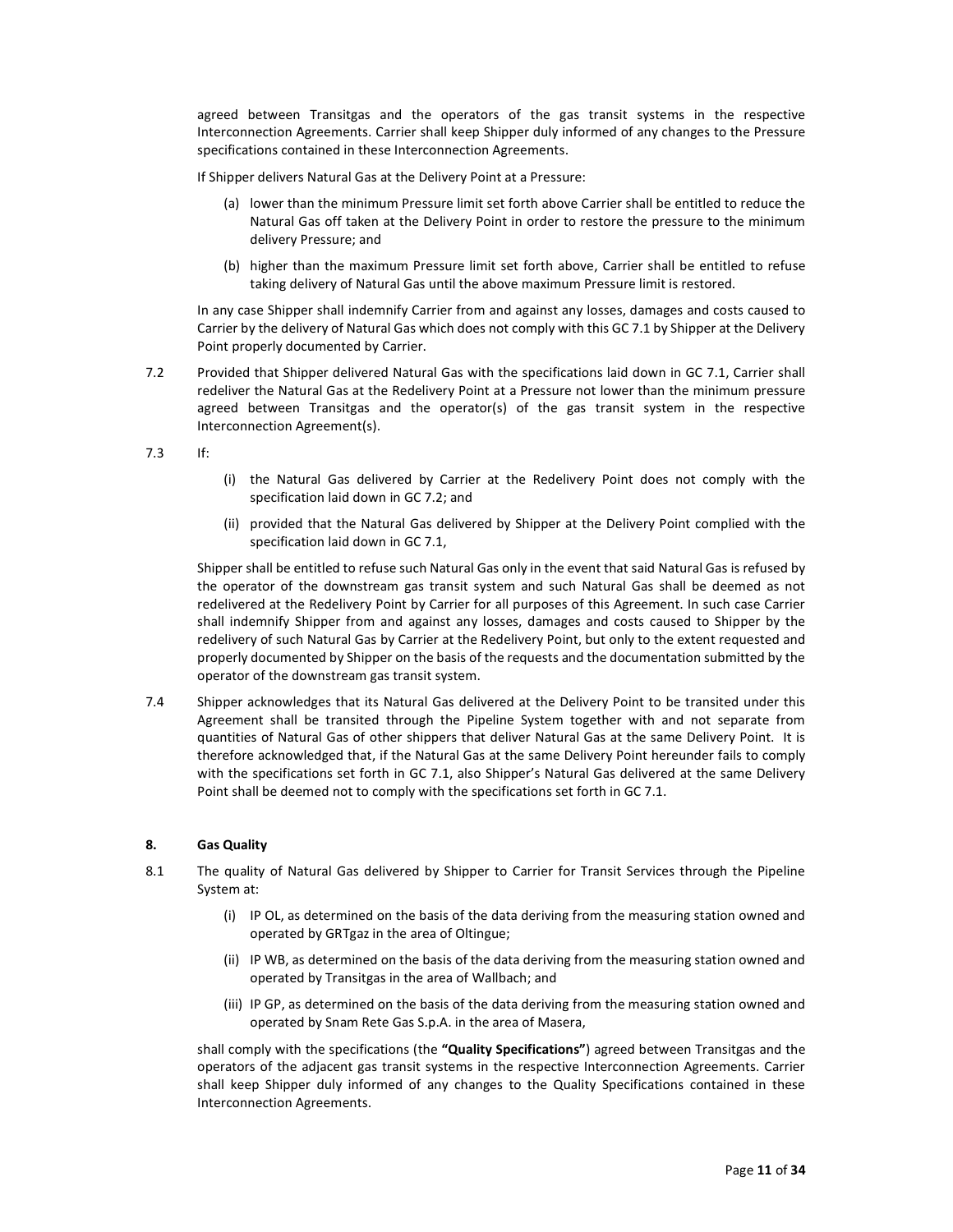agreed between Transitgas and the operators of the gas transit systems in the respective Interconnection Agreements. Carrier shall keep Shipper duly informed of any changes to the Pressure specifications contained in these Interconnection Agreements.

If Shipper delivers Natural Gas at the Delivery Point at a Pressure:

(a) lower than the minimum Pressure limit set forth above Carrier shall be entitled to reduce the Natural Gas off taken at the Delivery Point in order to restore the pressure to the minimum delivery Pressure; and

(b) higher than the maximum Pressure limit set forth above, Carrier shall be entitled to refuse taking delivery of Natural Gas until the above maximum Pressure limit is restored.

In any case Shipper shall indemnify Carrier from and against any losses, damages and costs caused to Carrier by the delivery of Natural Gas which does not comply with this GC 7.1 by Shipper at the Delivery Point properly documented by Carrier.

7.2 Provided that Shipper delivered Natural Gas with the specifications laid down in GC 7.1, Carrier shall redeliver the Natural Gas at the Redelivery Point at a Pressure not lower than the minimum pressure agreed between Transitgas and the operator(s) of the gas transit system in the respective Interconnection Agreement(s).

7.3 If:

(i) the Natural Gas delivered by Carrier at the Redelivery Point does not comply with the specification laid down in GC 7.2; and

(ii) provided that the Natural Gas delivered by Shipper at the Delivery Point complied with the specification laid down in GC 7.1,

Shipper shall be entitled to refuse such Natural Gas only in the event that said Natural Gas is refused by the operator of the downstream gas transit system and such Natural Gas shall be deemed as not redelivered at the Redelivery Point by Carrier for all purposes of this Agreement. In such case Carrier shall indemnify Shipper from and against any losses, damages and costs caused to Shipper by the redelivery of such Natural Gas by Carrier at the Redelivery Point, but only to the extent requested and properly documented by Shipper on the basis of the requests and the documentation submitted by the operator of the downstream gas transit system.

7.4 Shipper acknowledges that its Natural Gas delivered at the Delivery Point to be transited under this Agreement shall be transited through the Pipeline System together with and not separate from quantities of Natural Gas of other shippers that deliver Natural Gas at the same Delivery Point. It is therefore acknowledged that, if the Natural Gas at the same Delivery Point hereunder fails to comply with the specifications set forth in GC 7.1, also Shipper's Natural Gas delivered at the same Delivery Point shall be deemed not to comply with the specifications set forth in GC 7.1.

## 8. Gas Quality

8.1 The quality of Natural Gas delivered by Shipper to Carrier for Transit Services through the Pipeline System at:

(i) IP OL, as determined on the basis of the data deriving from the measuring station owned and operated by GRTgaz in the area of Oltingue;

(ii) IP WB, as determined on the basis of the data deriving from the measuring station owned and operated by Transitgas in the area of Wallbach; and

(iii) IP GP, as determined on the basis of the data deriving from the measuring station owned and operated by Snam Rete Gas S.p.A. in the area of Masera,

shall comply with the specifications (the **"Quality Specifications"**) agreed between Transitgas and the operators of the adjacent gas transit systems in the respective Interconnection Agreements. Carrier shall keep Shipper duly informed of any changes to the Quality Specifications contained in these Interconnection Agreements.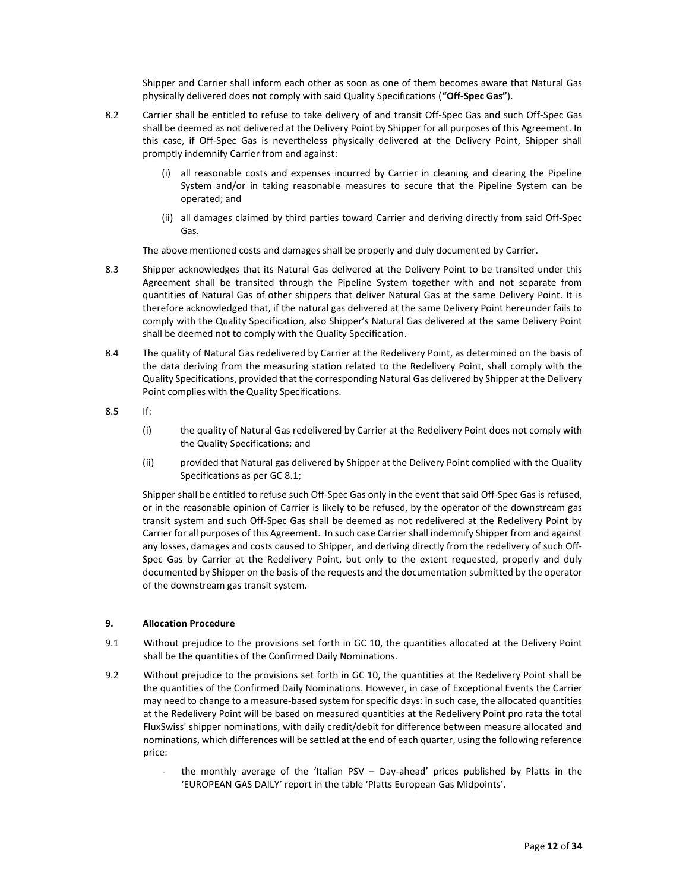Shipper and Carrier shall inform each other as soon as one of them becomes aware that Natural Gas physically delivered does not comply with said Quality Specifications (**"Off-Spec Gas"**).

8.2 Carrier shall be entitled to refuse to take delivery of and transit Off-Spec Gas and such Off-Spec Gas shall be deemed as not delivered at the Delivery Point by Shipper for all purposes of this Agreement. In this case, if Off-Spec Gas is nevertheless physically delivered at the Delivery Point, Shipper shall promptly indemnify Carrier from and against:

(i) all reasonable costs and expenses incurred by Carrier in cleaning and clearing the Pipeline System and/or in taking reasonable measures to secure that the Pipeline System can be operated; and

(ii) all damages claimed by third parties toward Carrier and deriving directly from said Off-Spec Gas.

The above mentioned costs and damages shall be properly and duly documented by Carrier.

8.3 Shipper acknowledges that its Natural Gas delivered at the Delivery Point to be transited under this Agreement shall be transited through the Pipeline System together with and not separate from quantities of Natural Gas of other shippers that deliver Natural Gas at the same Delivery Point. It is therefore acknowledged that, if the natural gas delivered at the same Delivery Point hereunder fails to comply with the Quality Specification, also Shipper's Natural Gas delivered at the same Delivery Point shall be deemed not to comply with the Quality Specification.

8.4 The quality of Natural Gas redelivered by Carrier at the Redelivery Point, as determined on the basis of the data deriving from the measuring station related to the Redelivery Point, shall comply with the Quality Specifications, provided that the corresponding Natural Gas delivered by Shipper at the Delivery Point complies with the Quality Specifications.

8.5 If:

(i) the quality of Natural Gas redelivered by Carrier at the Redelivery Point does not comply with the Quality Specifications; and

(ii) provided that Natural gas delivered by Shipper at the Delivery Point complied with the Quality Specifications as per GC 8.1;

Shipper shall be entitled to refuse such Off-Spec Gas only in the event that said Off-Spec Gas is refused, or in the reasonable opinion of Carrier is likely to be refused, by the operator of the downstream gas transit system and such Off-Spec Gas shall be deemed as not redelivered at the Redelivery Point by Carrier for all purposes of this Agreement. In such case Carrier shall indemnify Shipper from and against any losses, damages and costs caused to Shipper, and deriving directly from the redelivery of such Off-Spec Gas by Carrier at the Redelivery Point, but only to the extent requested, properly and duly documented by Shipper on the basis of the requests and the documentation submitted by the operator of the downstream gas transit system.

## 9. Allocation Procedure

9.1 Without prejudice to the provisions set forth in GC 10, the quantities allocated at the Delivery Point shall be the quantities of the Confirmed Daily Nominations.

9.2 Without prejudice to the provisions set forth in GC 10, the quantities at the Redelivery Point shall be the quantities of the Confirmed Daily Nominations. However, in case of Exceptional Events the Carrier may need to change to a measure-based system for specific days: in such case, the allocated quantities at the Redelivery Point will be based on measured quantities at the Redelivery Point pro rata the total FluxSwiss' shipper nominations, with daily credit/debit for difference between measure allocated and nominations, which differences will be settled at the end of each quarter, using the following reference price:

- the monthly average of the 'Italian PSV – Day-ahead' prices published by Platts in the 'EUROPEAN GAS DAILY' report in the table 'Platts European Gas Midpoints'.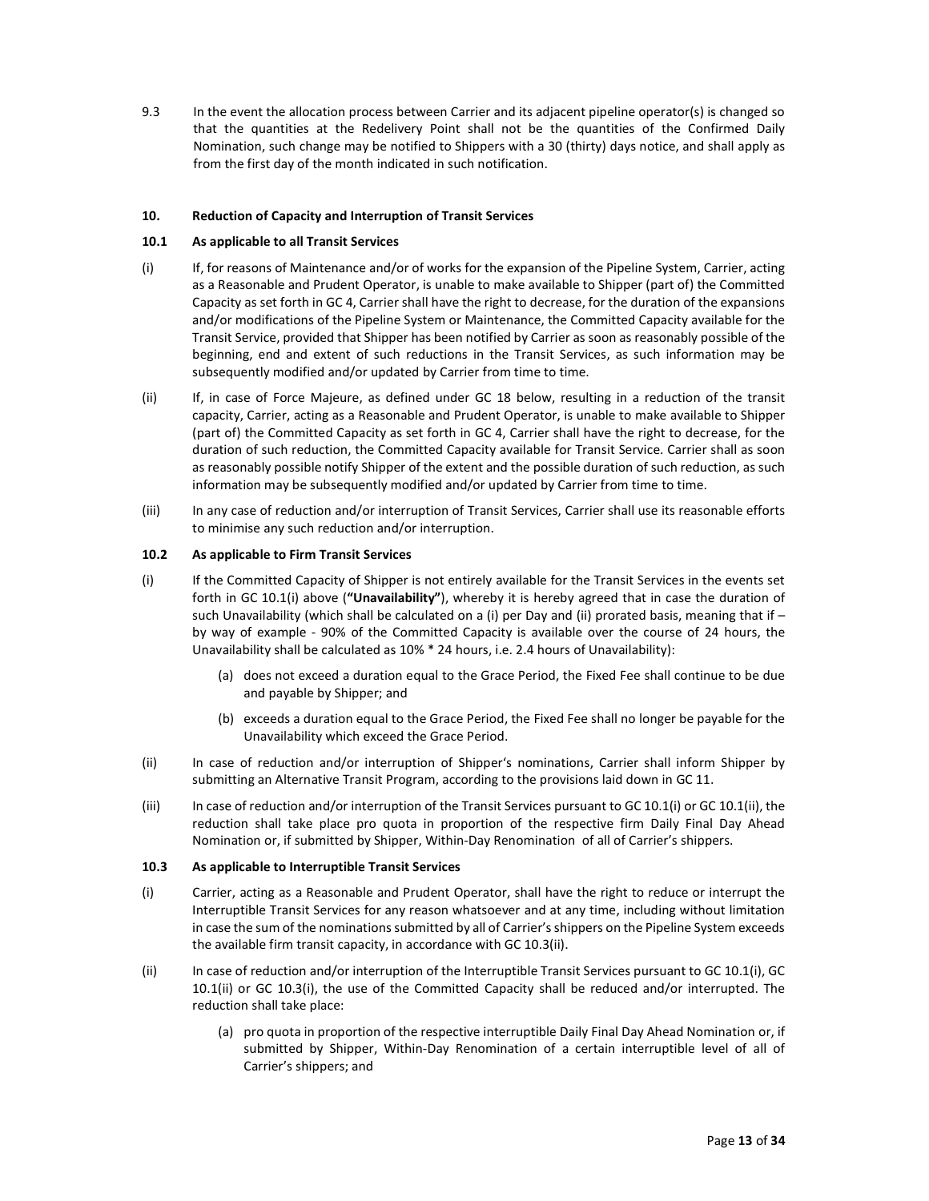9.3 In the event the allocation process between Carrier and its adjacent pipeline operator(s) is changed so that the quantities at the Redelivery Point shall not be the quantities of the Confirmed Daily Nomination, such change may be notified to Shippers with a 30 (thirty) days notice, and shall apply as from the first day of the month indicated in such notification.

## 10. Reduction of Capacity and Interruption of Transit Services

### 10.1 As applicable to all Transit Services

(i) If, for reasons of Maintenance and/or of works for the expansion of the Pipeline System, Carrier, acting as a Reasonable and Prudent Operator, is unable to make available to Shipper (part of) the Committed Capacity as set forth in GC 4, Carrier shall have the right to decrease, for the duration of the expansions and/or modifications of the Pipeline System or Maintenance, the Committed Capacity available for the Transit Service, provided that Shipper has been notified by Carrier as soon as reasonably possible of the beginning, end and extent of such reductions in the Transit Services, as such information may be subsequently modified and/or updated by Carrier from time to time.

(ii) If, in case of Force Majeure, as defined under GC 18 below, resulting in a reduction of the transit capacity, Carrier, acting as a Reasonable and Prudent Operator, is unable to make available to Shipper (part of) the Committed Capacity as set forth in GC 4, Carrier shall have the right to decrease, for the duration of such reduction, the Committed Capacity available for Transit Service. Carrier shall as soon as reasonably possible notify Shipper of the extent and the possible duration of such reduction, as such information may be subsequently modified and/or updated by Carrier from time to time.

(iii) In any case of reduction and/or interruption of Transit Services, Carrier shall use its reasonable efforts to minimise any such reduction and/or interruption.

### 10.2 As applicable to Firm Transit Services

(i) If the Committed Capacity of Shipper is not entirely available for the Transit Services in the events set forth in GC 10.1(i) above (**"Unavailability"**), whereby it is hereby agreed that in case the duration of such Unavailability (which shall be calculated on a (i) per Day and (ii) prorated basis, meaning that if – by way of example - 90% of the Committed Capacity is available over the course of 24 hours, the Unavailability shall be calculated as 10% * 24 hours, i.e. 2.4 hours of Unavailability):

  (a) does not exceed a duration equal to the Grace Period, the Fixed Fee shall continue to be due and payable by Shipper; and

  (b) exceeds a duration equal to the Grace Period, the Fixed Fee shall no longer be payable for the Unavailability which exceed the Grace Period.

(ii) In case of reduction and/or interruption of Shipper's nominations, Carrier shall inform Shipper by submitting an Alternative Transit Program, according to the provisions laid down in GC 11.

(iii) In case of reduction and/or interruption of the Transit Services pursuant to GC 10.1(i) or GC 10.1(ii), the reduction shall take place pro quota in proportion of the respective firm Daily Final Day Ahead Nomination or, if submitted by Shipper, Within-Day Renomination of all of Carrier's shippers.

### 10.3 As applicable to Interruptible Transit Services

(i) Carrier, acting as a Reasonable and Prudent Operator, shall have the right to reduce or interrupt the Interruptible Transit Services for any reason whatsoever and at any time, including without limitation in case the sum of the nominations submitted by all of Carrier's shippers on the Pipeline System exceeds the available firm transit capacity, in accordance with GC 10.3(ii).

(ii) In case of reduction and/or interruption of the Interruptible Transit Services pursuant to GC 10.1(i), GC 10.1(ii) or GC 10.3(i), the use of the Committed Capacity shall be reduced and/or interrupted. The reduction shall take place:

  (a) pro quota in proportion of the respective interruptible Daily Final Day Ahead Nomination or, if submitted by Shipper, Within-Day Renomination of a certain interruptible level of all of Carrier's shippers; and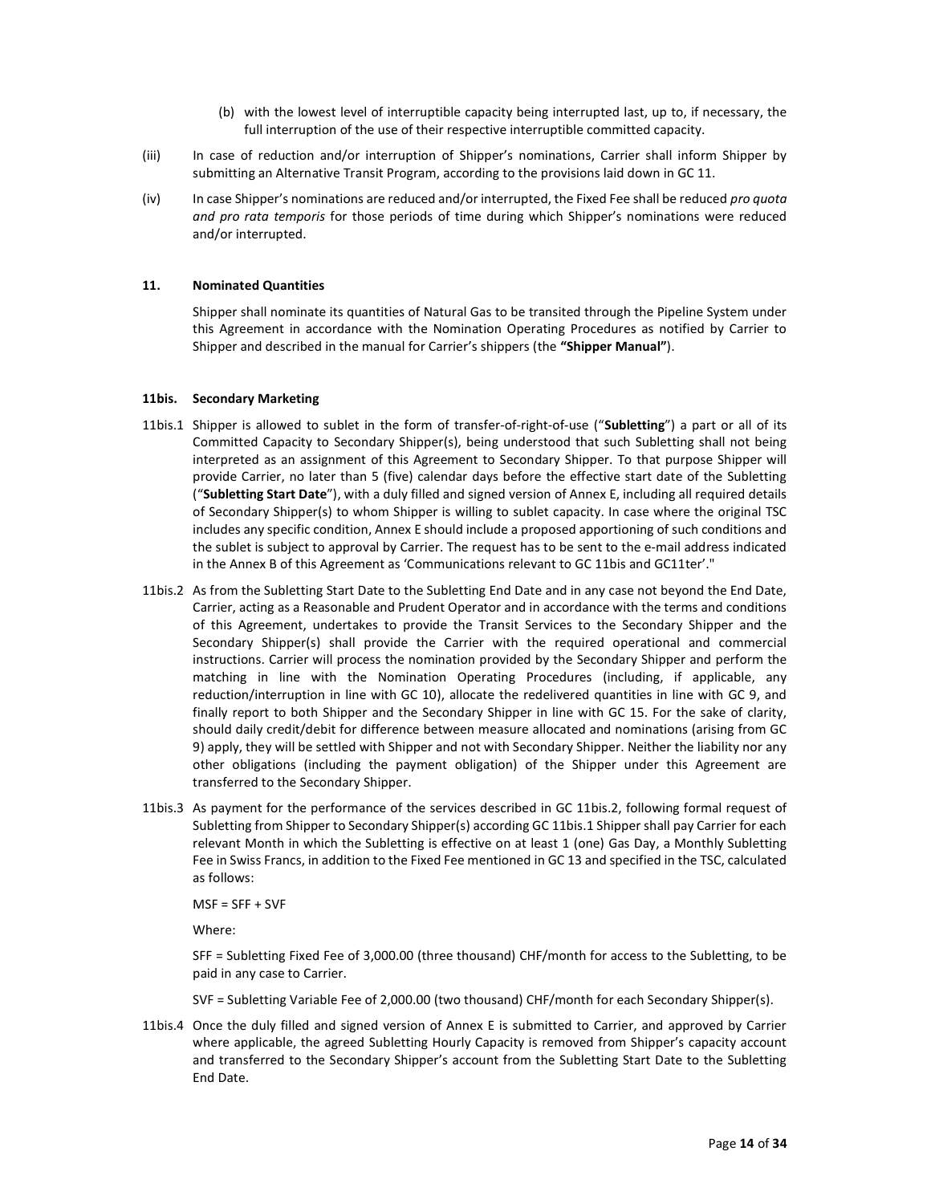(b) with the lowest level of interruptible capacity being interrupted last, up to, if necessary, the full interruption of the use of their respective interruptible committed capacity.

(iii) In case of reduction and/or interruption of Shipper's nominations, Carrier shall inform Shipper by submitting an Alternative Transit Program, according to the provisions laid down in GC 11.

(iv) In case Shipper's nominations are reduced and/or interrupted, the Fixed Fee shall be reduced *pro quota and pro rata temporis* for those periods of time during which Shipper's nominations were reduced and/or interrupted.

### 11. Nominated Quantities

Shipper shall nominate its quantities of Natural Gas to be transited through the Pipeline System under this Agreement in accordance with the Nomination Operating Procedures as notified by Carrier to Shipper and described in the manual for Carrier's shippers (the **"Shipper Manual"**).

### 11bis. Secondary Marketing

11bis.1 Shipper is allowed to sublet in the form of transfer-of-right-of-use ("**Subletting**") a part or all of its Committed Capacity to Secondary Shipper(s), being understood that such Subletting shall not being interpreted as an assignment of this Agreement to Secondary Shipper. To that purpose Shipper will provide Carrier, no later than 5 (five) calendar days before the effective start date of the Subletting ("**Subletting Start Date**"), with a duly filled and signed version of Annex E, including all required details of Secondary Shipper(s) to whom Shipper is willing to sublet capacity. In case where the original TSC includes any specific condition, Annex E should include a proposed apportioning of such conditions and the sublet is subject to approval by Carrier. The request has to be sent to the e-mail address indicated in the Annex B of this Agreement as 'Communications relevant to GC 11bis and GC11ter'."

11bis.2 As from the Subletting Start Date to the Subletting End Date and in any case not beyond the End Date, Carrier, acting as a Reasonable and Prudent Operator and in accordance with the terms and conditions of this Agreement, undertakes to provide the Transit Services to the Secondary Shipper and the Secondary Shipper(s) shall provide the Carrier with the required operational and commercial instructions. Carrier will process the nomination provided by the Secondary Shipper and perform the matching in line with the Nomination Operating Procedures (including, if applicable, any reduction/interruption in line with GC 10), allocate the redelivered quantities in line with GC 9, and finally report to both Shipper and the Secondary Shipper in line with GC 15. For the sake of clarity, should daily credit/debit for difference between measure allocated and nominations (arising from GC 9) apply, they will be settled with Shipper and not with Secondary Shipper. Neither the liability nor any other obligations (including the payment obligation) of the Shipper under this Agreement are transferred to the Secondary Shipper.

11bis.3 As payment for the performance of the services described in GC 11bis.2, following formal request of Subletting from Shipper to Secondary Shipper(s) according GC 11bis.1 Shipper shall pay Carrier for each relevant Month in which the Subletting is effective on at least 1 (one) Gas Day, a Monthly Subletting Fee in Swiss Francs, in addition to the Fixed Fee mentioned in GC 13 and specified in the TSC, calculated as follows:

$$MSF = SFF + SVF$$

Where:

SFF = Subletting Fixed Fee of 3,000.00 (three thousand) CHF/month for access to the Subletting, to be paid in any case to Carrier.

SVF = Subletting Variable Fee of 2,000.00 (two thousand) CHF/month for each Secondary Shipper(s).

11bis.4 Once the duly filled and signed version of Annex E is submitted to Carrier, and approved by Carrier where applicable, the agreed Subletting Hourly Capacity is removed from Shipper's capacity account and transferred to the Secondary Shipper's account from the Subletting Start Date to the Subletting End Date.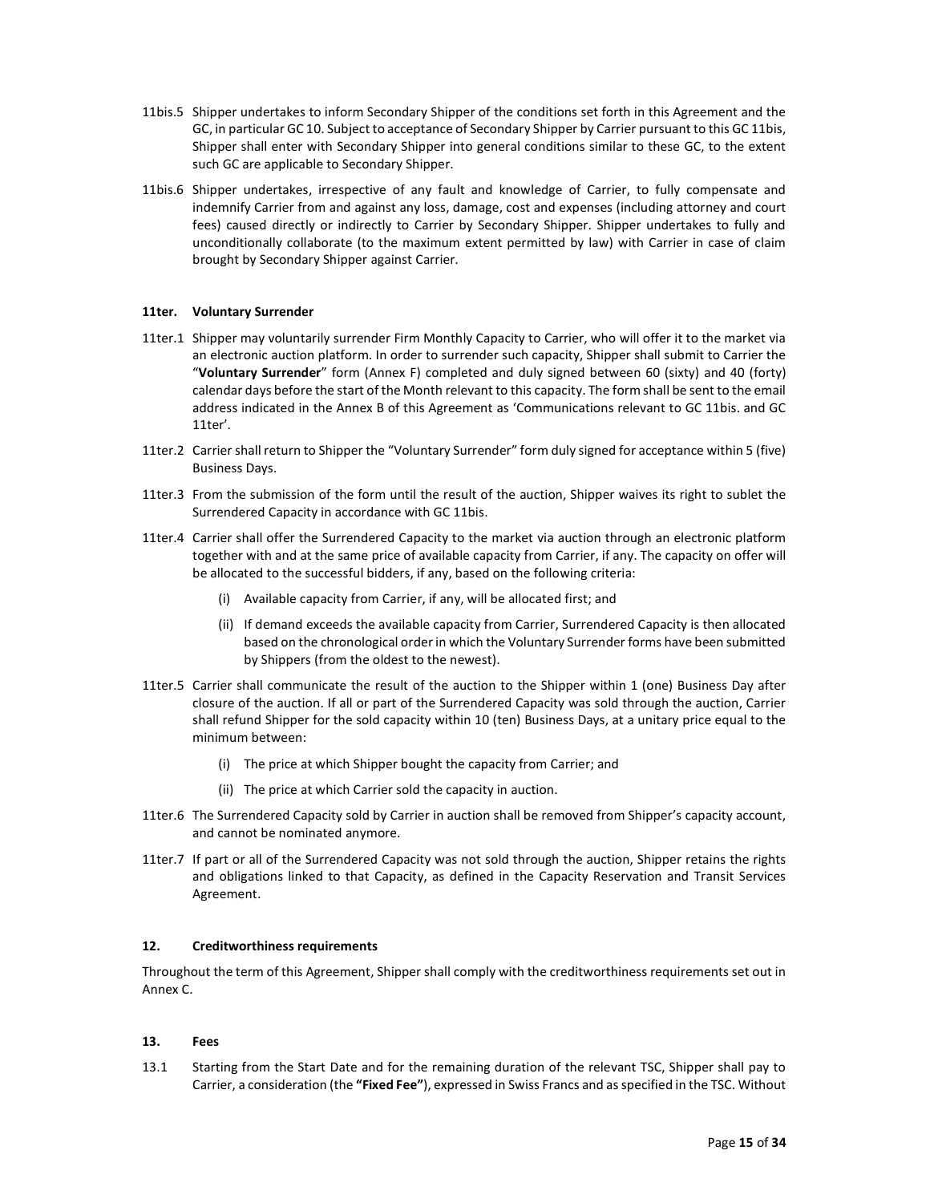11bis.5 Shipper undertakes to inform Secondary Shipper of the conditions set forth in this Agreement and the GC, in particular GC 10. Subject to acceptance of Secondary Shipper by Carrier pursuant to this GC 11bis, Shipper shall enter with Secondary Shipper into general conditions similar to these GC, to the extent such GC are applicable to Secondary Shipper.

11bis.6 Shipper undertakes, irrespective of any fault and knowledge of Carrier, to fully compensate and indemnify Carrier from and against any loss, damage, cost and expenses (including attorney and court fees) caused directly or indirectly to Carrier by Secondary Shipper. Shipper undertakes to fully and unconditionally collaborate (to the maximum extent permitted by law) with Carrier in case of claim brought by Secondary Shipper against Carrier.

### 11ter. Voluntary Surrender

11ter.1 Shipper may voluntarily surrender Firm Monthly Capacity to Carrier, who will offer it to the market via an electronic auction platform. In order to surrender such capacity, Shipper shall submit to Carrier the "**Voluntary Surrender**" form (Annex F) completed and duly signed between 60 (sixty) and 40 (forty) calendar days before the start of the Month relevant to this capacity. The form shall be sent to the email address indicated in the Annex B of this Agreement as 'Communications relevant to GC 11bis. and GC 11ter'.

11ter.2 Carrier shall return to Shipper the "Voluntary Surrender" form duly signed for acceptance within 5 (five) Business Days.

11ter.3 From the submission of the form until the result of the auction, Shipper waives its right to sublet the Surrendered Capacity in accordance with GC 11bis.

11ter.4 Carrier shall offer the Surrendered Capacity to the market via auction through an electronic platform together with and at the same price of available capacity from Carrier, if any. The capacity on offer will be allocated to the successful bidders, if any, based on the following criteria:

(i) Available capacity from Carrier, if any, will be allocated first; and

(ii) If demand exceeds the available capacity from Carrier, Surrendered Capacity is then allocated based on the chronological order in which the Voluntary Surrender forms have been submitted by Shippers (from the oldest to the newest).

11ter.5 Carrier shall communicate the result of the auction to the Shipper within 1 (one) Business Day after closure of the auction. If all or part of the Surrendered Capacity was sold through the auction, Carrier shall refund Shipper for the sold capacity within 10 (ten) Business Days, at a unitary price equal to the minimum between:

(i) The price at which Shipper bought the capacity from Carrier; and

(ii) The price at which Carrier sold the capacity in auction.

11ter.6 The Surrendered Capacity sold by Carrier in auction shall be removed from Shipper's capacity account, and cannot be nominated anymore.

11ter.7 If part or all of the Surrendered Capacity was not sold through the auction, Shipper retains the rights and obligations linked to that Capacity, as defined in the Capacity Reservation and Transit Services Agreement.

### 12. Creditworthiness requirements

Throughout the term of this Agreement, Shipper shall comply with the creditworthiness requirements set out in Annex C.

### 13. Fees

13.1 Starting from the Start Date and for the remaining duration of the relevant TSC, Shipper shall pay to Carrier, a consideration (the **"Fixed Fee"**), expressed in Swiss Francs and as specified in the TSC. Without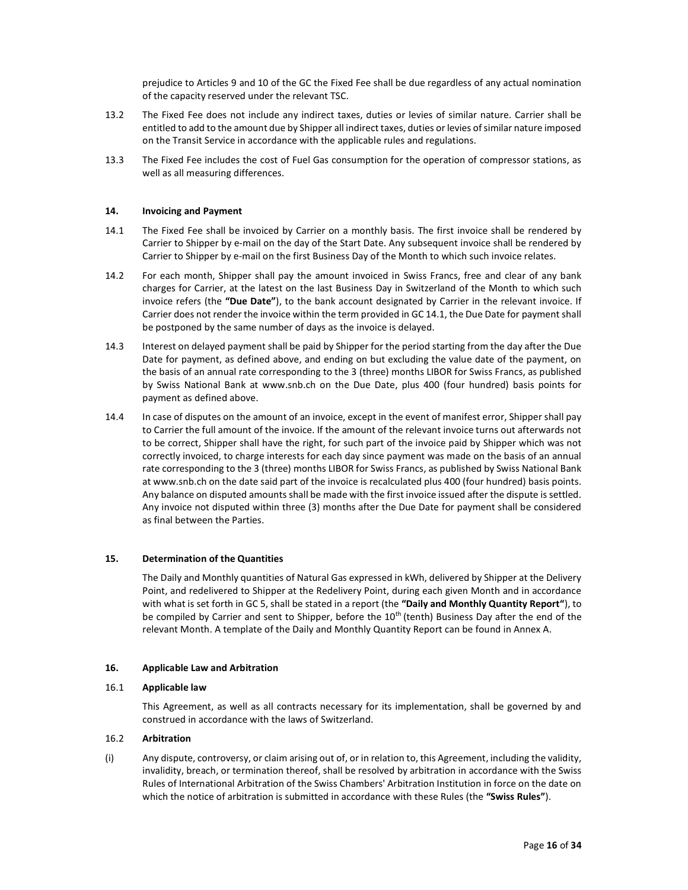prejudice to Articles 9 and 10 of the GC the Fixed Fee shall be due regardless of any actual nomination of the capacity reserved under the relevant TSC.

13.2 The Fixed Fee does not include any indirect taxes, duties or levies of similar nature. Carrier shall be entitled to add to the amount due by Shipper all indirect taxes, duties or levies of similar nature imposed on the Transit Service in accordance with the applicable rules and regulations.

13.3 The Fixed Fee includes the cost of Fuel Gas consumption for the operation of compressor stations, as well as all measuring differences.

## 14. Invoicing and Payment

14.1 The Fixed Fee shall be invoiced by Carrier on a monthly basis. The first invoice shall be rendered by Carrier to Shipper by e-mail on the day of the Start Date. Any subsequent invoice shall be rendered by Carrier to Shipper by e-mail on the first Business Day of the Month to which such invoice relates.

14.2 For each month, Shipper shall pay the amount invoiced in Swiss Francs, free and clear of any bank charges for Carrier, at the latest on the last Business Day in Switzerland of the Month to which such invoice refers (the **"Due Date"**), to the bank account designated by Carrier in the relevant invoice. If Carrier does not render the invoice within the term provided in GC 14.1, the Due Date for payment shall be postponed by the same number of days as the invoice is delayed.

14.3 Interest on delayed payment shall be paid by Shipper for the period starting from the day after the Due Date for payment, as defined above, and ending on but excluding the value date of the payment, on the basis of an annual rate corresponding to the 3 (three) months LIBOR for Swiss Francs, as published by Swiss National Bank at www.snb.ch on the Due Date, plus 400 (four hundred) basis points for payment as defined above.

14.4 In case of disputes on the amount of an invoice, except in the event of manifest error, Shipper shall pay to Carrier the full amount of the invoice. If the amount of the relevant invoice turns out afterwards not to be correct, Shipper shall have the right, for such part of the invoice paid by Shipper which was not correctly invoiced, to charge interests for each day since payment was made on the basis of an annual rate corresponding to the 3 (three) months LIBOR for Swiss Francs, as published by Swiss National Bank at www.snb.ch on the date said part of the invoice is recalculated plus 400 (four hundred) basis points. Any balance on disputed amounts shall be made with the first invoice issued after the dispute is settled. Any invoice not disputed within three (3) months after the Due Date for payment shall be considered as final between the Parties.

## 15. Determination of the Quantities

The Daily and Monthly quantities of Natural Gas expressed in kWh, delivered by Shipper at the Delivery Point, and redelivered to Shipper at the Redelivery Point, during each given Month and in accordance with what is set forth in GC 5, shall be stated in a report (the **"Daily and Monthly Quantity Report"**), to be compiled by Carrier and sent to Shipper, before the 10th (tenth) Business Day after the end of the relevant Month. A template of the Daily and Monthly Quantity Report can be found in Annex A.

## 16. Applicable Law and Arbitration

### 16.1 Applicable law

This Agreement, as well as all contracts necessary for its implementation, shall be governed by and construed in accordance with the laws of Switzerland.

### 16.2 Arbitration

(i) Any dispute, controversy, or claim arising out of, or in relation to, this Agreement, including the validity, invalidity, breach, or termination thereof, shall be resolved by arbitration in accordance with the Swiss Rules of International Arbitration of the Swiss Chambers' Arbitration Institution in force on the date on which the notice of arbitration is submitted in accordance with these Rules (the **"Swiss Rules"**).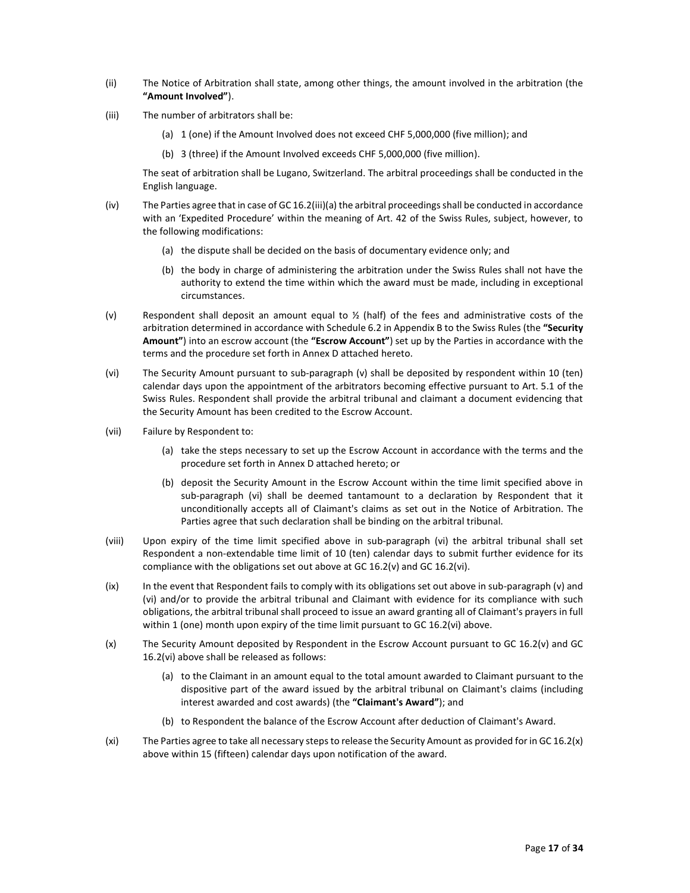(ii) The Notice of Arbitration shall state, among other things, the amount involved in the arbitration (the **"Amount Involved"**).

(iii) The number of arbitrators shall be:

(a) 1 (one) if the Amount Involved does not exceed CHF 5,000,000 (five million); and

(b) 3 (three) if the Amount Involved exceeds CHF 5,000,000 (five million).

The seat of arbitration shall be Lugano, Switzerland. The arbitral proceedings shall be conducted in the English language.

(iv) The Parties agree that in case of GC 16.2(iii)(a) the arbitral proceedings shall be conducted in accordance with an 'Expedited Procedure' within the meaning of Art. 42 of the Swiss Rules, subject, however, to the following modifications:

(a) the dispute shall be decided on the basis of documentary evidence only; and

(b) the body in charge of administering the arbitration under the Swiss Rules shall not have the authority to extend the time within which the award must be made, including in exceptional circumstances.

(v) Respondent shall deposit an amount equal to ½ (half) of the fees and administrative costs of the arbitration determined in accordance with Schedule 6.2 in Appendix B to the Swiss Rules (the **"Security Amount"**) into an escrow account (the **"Escrow Account"**) set up by the Parties in accordance with the terms and the procedure set forth in Annex D attached hereto.

(vi) The Security Amount pursuant to sub-paragraph (v) shall be deposited by respondent within 10 (ten) calendar days upon the appointment of the arbitrators becoming effective pursuant to Art. 5.1 of the Swiss Rules. Respondent shall provide the arbitral tribunal and claimant a document evidencing that the Security Amount has been credited to the Escrow Account.

(vii) Failure by Respondent to:

(a) take the steps necessary to set up the Escrow Account in accordance with the terms and the procedure set forth in Annex D attached hereto; or

(b) deposit the Security Amount in the Escrow Account within the time limit specified above in sub-paragraph (vi) shall be deemed tantamount to a declaration by Respondent that it unconditionally accepts all of Claimant's claims as set out in the Notice of Arbitration. The Parties agree that such declaration shall be binding on the arbitral tribunal.

(viii) Upon expiry of the time limit specified above in sub-paragraph (vi) the arbitral tribunal shall set Respondent a non-extendable time limit of 10 (ten) calendar days to submit further evidence for its compliance with the obligations set out above at GC 16.2(v) and GC 16.2(vi).

(ix) In the event that Respondent fails to comply with its obligations set out above in sub-paragraph (v) and (vi) and/or to provide the arbitral tribunal and Claimant with evidence for its compliance with such obligations, the arbitral tribunal shall proceed to issue an award granting all of Claimant's prayers in full within 1 (one) month upon expiry of the time limit pursuant to GC 16.2(vi) above.

(x) The Security Amount deposited by Respondent in the Escrow Account pursuant to GC 16.2(v) and GC 16.2(vi) above shall be released as follows:

(a) to the Claimant in an amount equal to the total amount awarded to Claimant pursuant to the dispositive part of the award issued by the arbitral tribunal on Claimant's claims (including interest awarded and cost awards) (the **"Claimant's Award"**); and

(b) to Respondent the balance of the Escrow Account after deduction of Claimant's Award.

(xi) The Parties agree to take all necessary steps to release the Security Amount as provided for in GC 16.2(x) above within 15 (fifteen) calendar days upon notification of the award.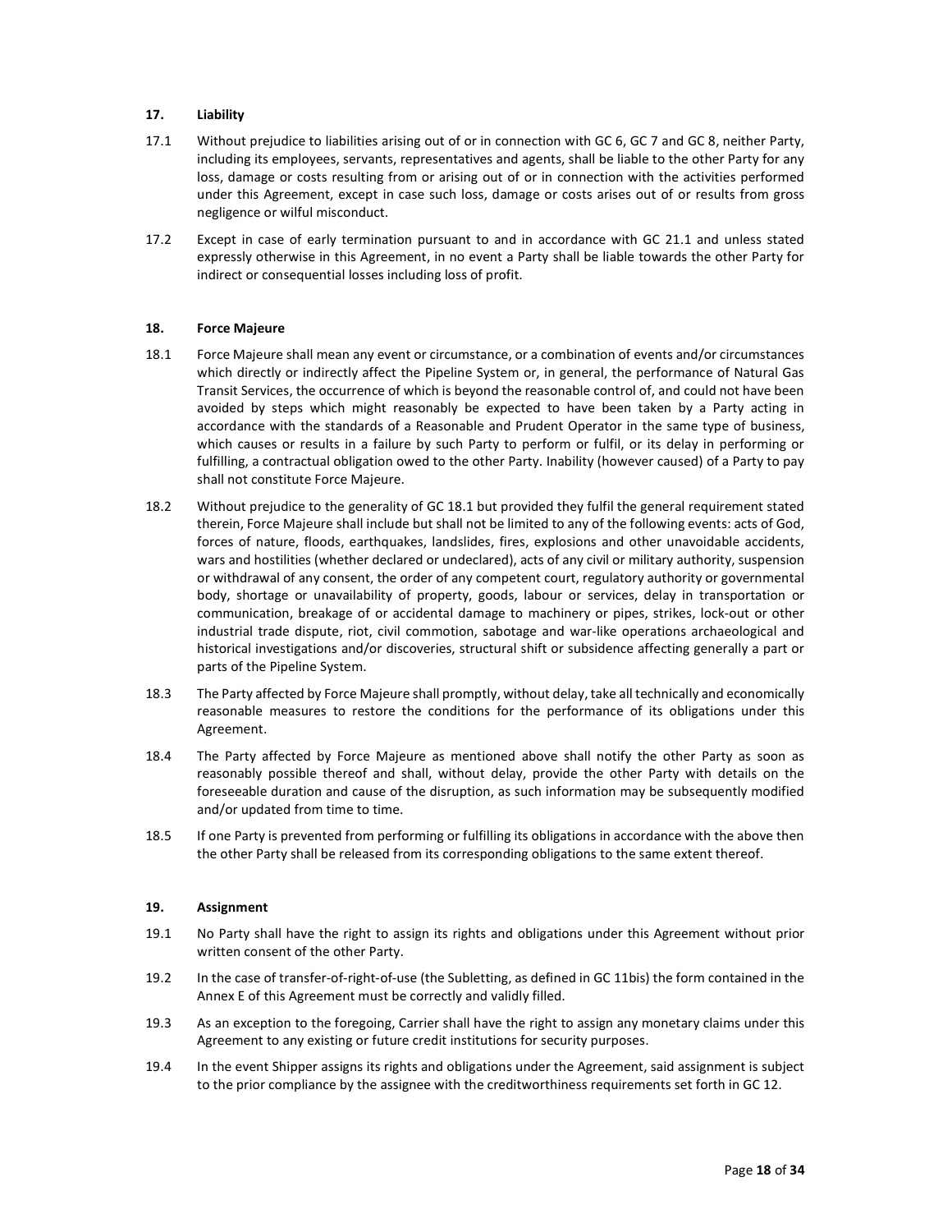## 17. Liability

17.1 Without prejudice to liabilities arising out of or in connection with GC 6, GC 7 and GC 8, neither Party, including its employees, servants, representatives and agents, shall be liable to the other Party for any loss, damage or costs resulting from or arising out of or in connection with the activities performed under this Agreement, except in case such loss, damage or costs arises out of or results from gross negligence or wilful misconduct.

17.2 Except in case of early termination pursuant to and in accordance with GC 21.1 and unless stated expressly otherwise in this Agreement, in no event a Party shall be liable towards the other Party for indirect or consequential losses including loss of profit.

## 18. Force Majeure

18.1 Force Majeure shall mean any event or circumstance, or a combination of events and/or circumstances which directly or indirectly affect the Pipeline System or, in general, the performance of Natural Gas Transit Services, the occurrence of which is beyond the reasonable control of, and could not have been avoided by steps which might reasonably be expected to have been taken by a Party acting in accordance with the standards of a Reasonable and Prudent Operator in the same type of business, which causes or results in a failure by such Party to perform or fulfil, or its delay in performing or fulfilling, a contractual obligation owed to the other Party. Inability (however caused) of a Party to pay shall not constitute Force Majeure.

18.2 Without prejudice to the generality of GC 18.1 but provided they fulfil the general requirement stated therein, Force Majeure shall include but shall not be limited to any of the following events: acts of God, forces of nature, floods, earthquakes, landslides, fires, explosions and other unavoidable accidents, wars and hostilities (whether declared or undeclared), acts of any civil or military authority, suspension or withdrawal of any consent, the order of any competent court, regulatory authority or governmental body, shortage or unavailability of property, goods, labour or services, delay in transportation or communication, breakage of or accidental damage to machinery or pipes, strikes, lock-out or other industrial trade dispute, riot, civil commotion, sabotage and war-like operations archaeological and historical investigations and/or discoveries, structural shift or subsidence affecting generally a part or parts of the Pipeline System.

18.3 The Party affected by Force Majeure shall promptly, without delay, take all technically and economically reasonable measures to restore the conditions for the performance of its obligations under this Agreement.

18.4 The Party affected by Force Majeure as mentioned above shall notify the other Party as soon as reasonably possible thereof and shall, without delay, provide the other Party with details on the foreseeable duration and cause of the disruption, as such information may be subsequently modified and/or updated from time to time.

18.5 If one Party is prevented from performing or fulfilling its obligations in accordance with the above then the other Party shall be released from its corresponding obligations to the same extent thereof.

## 19. Assignment

19.1 No Party shall have the right to assign its rights and obligations under this Agreement without prior written consent of the other Party.

19.2 In the case of transfer-of-right-of-use (the Subletting, as defined in GC 11bis) the form contained in the Annex E of this Agreement must be correctly and validly filled.

19.3 As an exception to the foregoing, Carrier shall have the right to assign any monetary claims under this Agreement to any existing or future credit institutions for security purposes.

19.4 In the event Shipper assigns its rights and obligations under the Agreement, said assignment is subject to the prior compliance by the assignee with the creditworthiness requirements set forth in GC 12.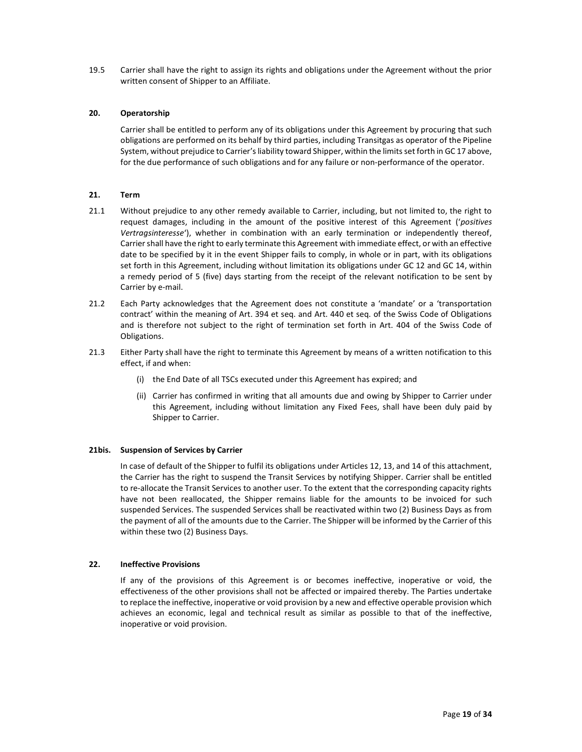19.5 Carrier shall have the right to assign its rights and obligations under the Agreement without the prior written consent of Shipper to an Affiliate.

## 20. Operatorship

Carrier shall be entitled to perform any of its obligations under this Agreement by procuring that such obligations are performed on its behalf by third parties, including Transitgas as operator of the Pipeline System, without prejudice to Carrier's liability toward Shipper, within the limits set forth in GC 17 above, for the due performance of such obligations and for any failure or non-performance of the operator.

## 21. Term

21.1 Without prejudice to any other remedy available to Carrier, including, but not limited to, the right to request damages, including in the amount of the positive interest of this Agreement ('*positives Vertragsinteresse*'), whether in combination with an early termination or independently thereof, Carrier shall have the right to early terminate this Agreement with immediate effect, or with an effective date to be specified by it in the event Shipper fails to comply, in whole or in part, with its obligations set forth in this Agreement, including without limitation its obligations under GC 12 and GC 14, within a remedy period of 5 (five) days starting from the receipt of the relevant notification to be sent by Carrier by e-mail.

21.2 Each Party acknowledges that the Agreement does not constitute a 'mandate' or a 'transportation contract' within the meaning of Art. 394 et seq. and Art. 440 et seq. of the Swiss Code of Obligations and is therefore not subject to the right of termination set forth in Art. 404 of the Swiss Code of Obligations.

21.3 Either Party shall have the right to terminate this Agreement by means of a written notification to this effect, if and when:

(i) the End Date of all TSCs executed under this Agreement has expired; and

(ii) Carrier has confirmed in writing that all amounts due and owing by Shipper to Carrier under this Agreement, including without limitation any Fixed Fees, shall have been duly paid by Shipper to Carrier.

## 21bis. Suspension of Services by Carrier

In case of default of the Shipper to fulfil its obligations under Articles 12, 13, and 14 of this attachment, the Carrier has the right to suspend the Transit Services by notifying Shipper. Carrier shall be entitled to re-allocate the Transit Services to another user. To the extent that the corresponding capacity rights have not been reallocated, the Shipper remains liable for the amounts to be invoiced for such suspended Services. The suspended Services shall be reactivated within two (2) Business Days as from the payment of all of the amounts due to the Carrier. The Shipper will be informed by the Carrier of this within these two (2) Business Days.

## 22. Ineffective Provisions

If any of the provisions of this Agreement is or becomes ineffective, inoperative or void, the effectiveness of the other provisions shall not be affected or impaired thereby. The Parties undertake to replace the ineffective, inoperative or void provision by a new and effective operable provision which achieves an economic, legal and technical result as similar as possible to that of the ineffective, inoperative or void provision.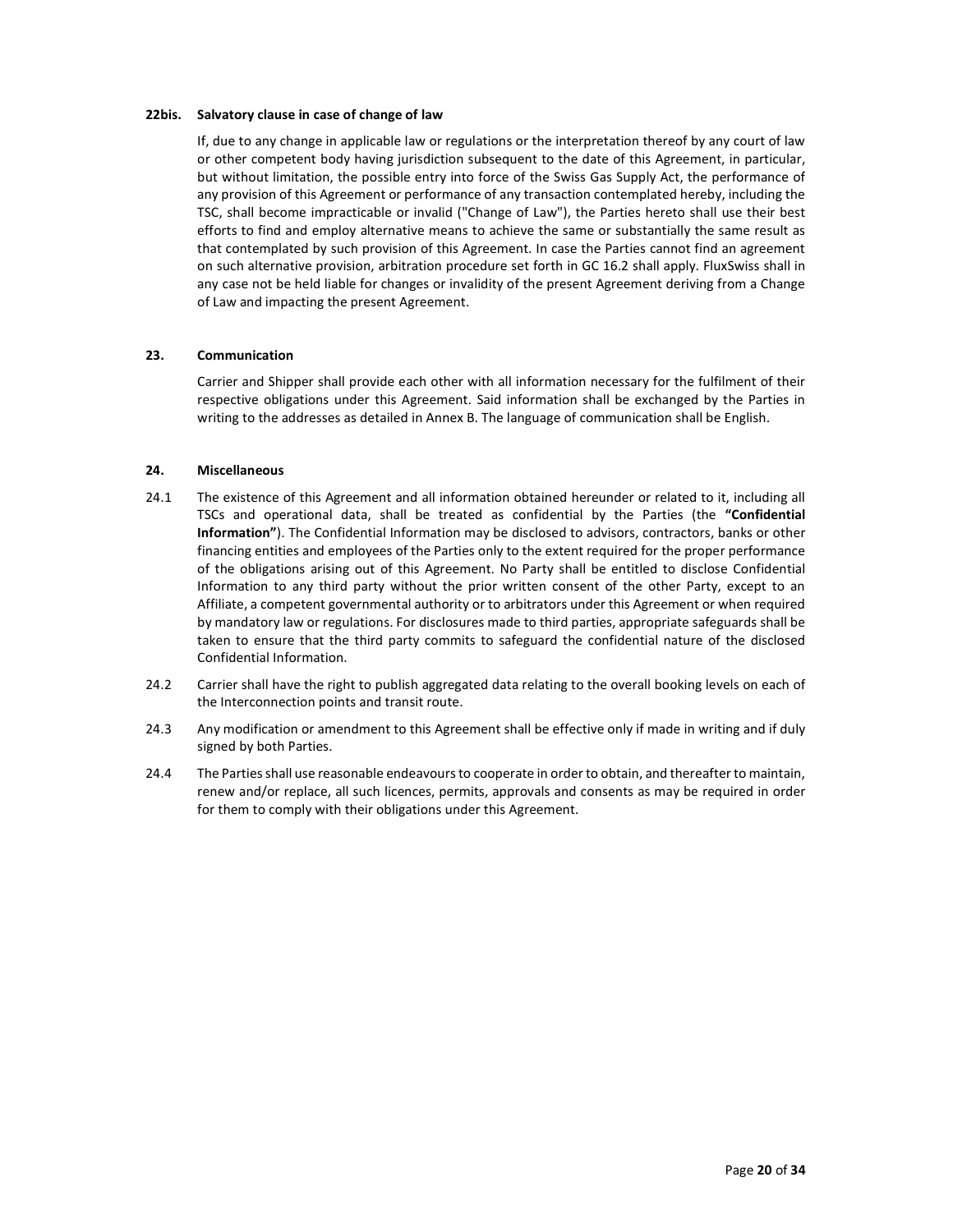### 22bis. Salvatory clause in case of change of law

If, due to any change in applicable law or regulations or the interpretation thereof by any court of law or other competent body having jurisdiction subsequent to the date of this Agreement, in particular, but without limitation, the possible entry into force of the Swiss Gas Supply Act, the performance of any provision of this Agreement or performance of any transaction contemplated hereby, including the TSC, shall become impracticable or invalid ("Change of Law"), the Parties hereto shall use their best efforts to find and employ alternative means to achieve the same or substantially the same result as that contemplated by such provision of this Agreement. In case the Parties cannot find an agreement on such alternative provision, arbitration procedure set forth in GC 16.2 shall apply. FluxSwiss shall in any case not be held liable for changes or invalidity of the present Agreement deriving from a Change of Law and impacting the present Agreement.

### 23. Communication

Carrier and Shipper shall provide each other with all information necessary for the fulfilment of their respective obligations under this Agreement. Said information shall be exchanged by the Parties in writing to the addresses as detailed in Annex B. The language of communication shall be English.

### 24. Miscellaneous

24.1 The existence of this Agreement and all information obtained hereunder or related to it, including all TSCs and operational data, shall be treated as confidential by the Parties (the **"Confidential Information"**). The Confidential Information may be disclosed to advisors, contractors, banks or other financing entities and employees of the Parties only to the extent required for the proper performance of the obligations arising out of this Agreement. No Party shall be entitled to disclose Confidential Information to any third party without the prior written consent of the other Party, except to an Affiliate, a competent governmental authority or to arbitrators under this Agreement or when required by mandatory law or regulations. For disclosures made to third parties, appropriate safeguards shall be taken to ensure that the third party commits to safeguard the confidential nature of the disclosed Confidential Information.

24.2 Carrier shall have the right to publish aggregated data relating to the overall booking levels on each of the Interconnection points and transit route.

24.3 Any modification or amendment to this Agreement shall be effective only if made in writing and if duly signed by both Parties.

24.4 The Parties shall use reasonable endeavours to cooperate in order to obtain, and thereafter to maintain, renew and/or replace, all such licences, permits, approvals and consents as may be required in order for them to comply with their obligations under this Agreement.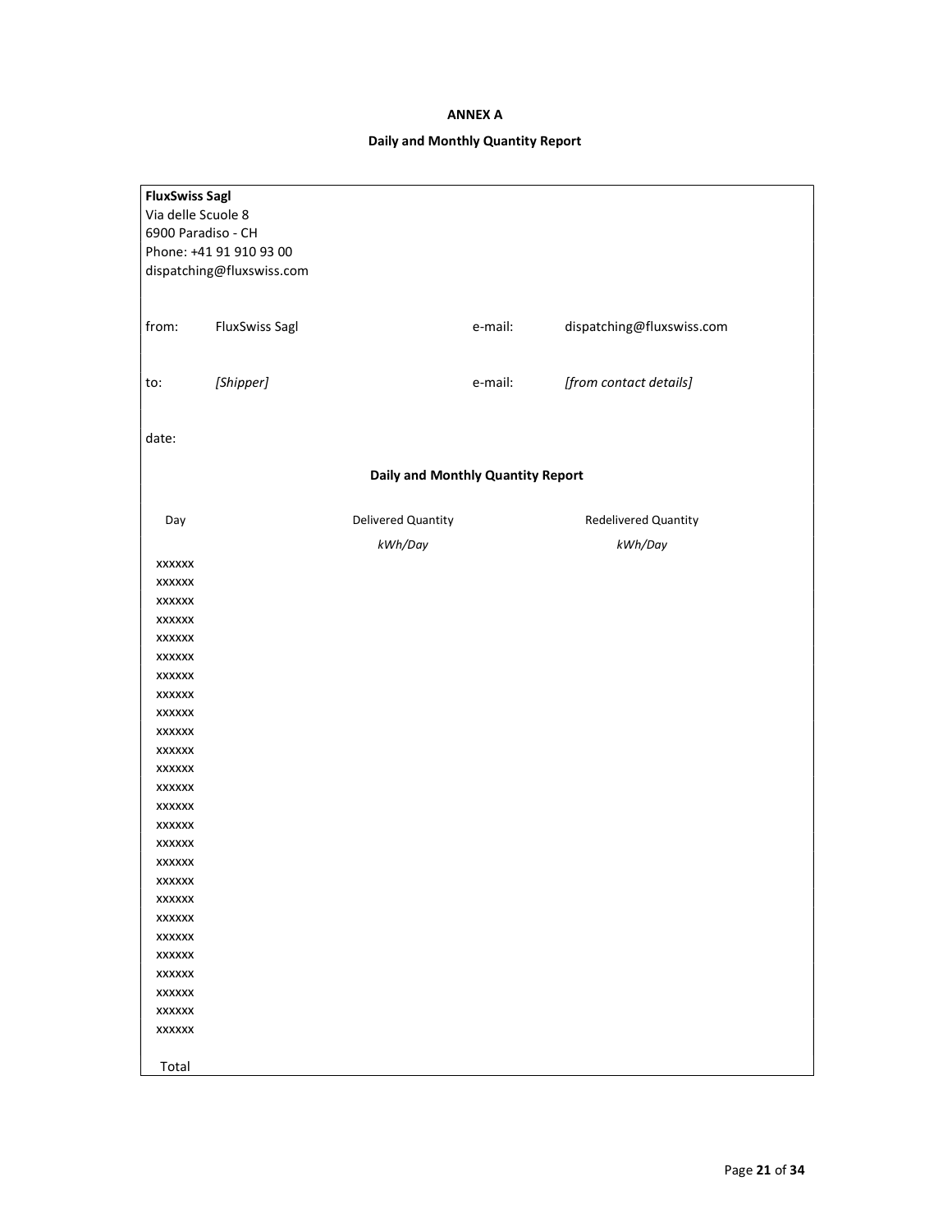# ANNEX A

## Daily and Monthly Quantity Report

**FluxSwiss Sagl**
Via delle Scuole 8
6900 Paradiso - CH
Phone: +41 91 910 93 00
dispatching@fluxswiss.com

| | | | |
|---|---|---|---|
| from: | FluxSwiss Sagl | e-mail: | dispatching@fluxswiss.com |
| to: | *[Shipper]* | e-mail: | *[from contact details]* |
| date: | | | |

**Daily and Monthly Quantity Report**

| Day | Delivered Quantity | Redelivered Quantity |
|---|---|---|
| | *kWh/Day* | *kWh/Day* |
| xxxxxx | | |
| xxxxxx | | |
| xxxxxx | | |
| xxxxxx | | |
| xxxxxx | | |
| xxxxxx | | |
| xxxxxx | | |
| xxxxxx | | |
| xxxxxx | | |
| xxxxxx | | |
| xxxxxx | | |
| xxxxxx | | |
| xxxxxx | | |
| xxxxxx | | |
| xxxxxx | | |
| xxxxxx | | |
| xxxxxx | | |
| xxxxxx | | |
| xxxxxx | | |
| xxxxxx | | |
| xxxxxx | | |
| xxxxxx | | |
| xxxxxx | | |
| xxxxxx | | |
| xxxxxx | | |
| xxxxxx | | |
| Total | | |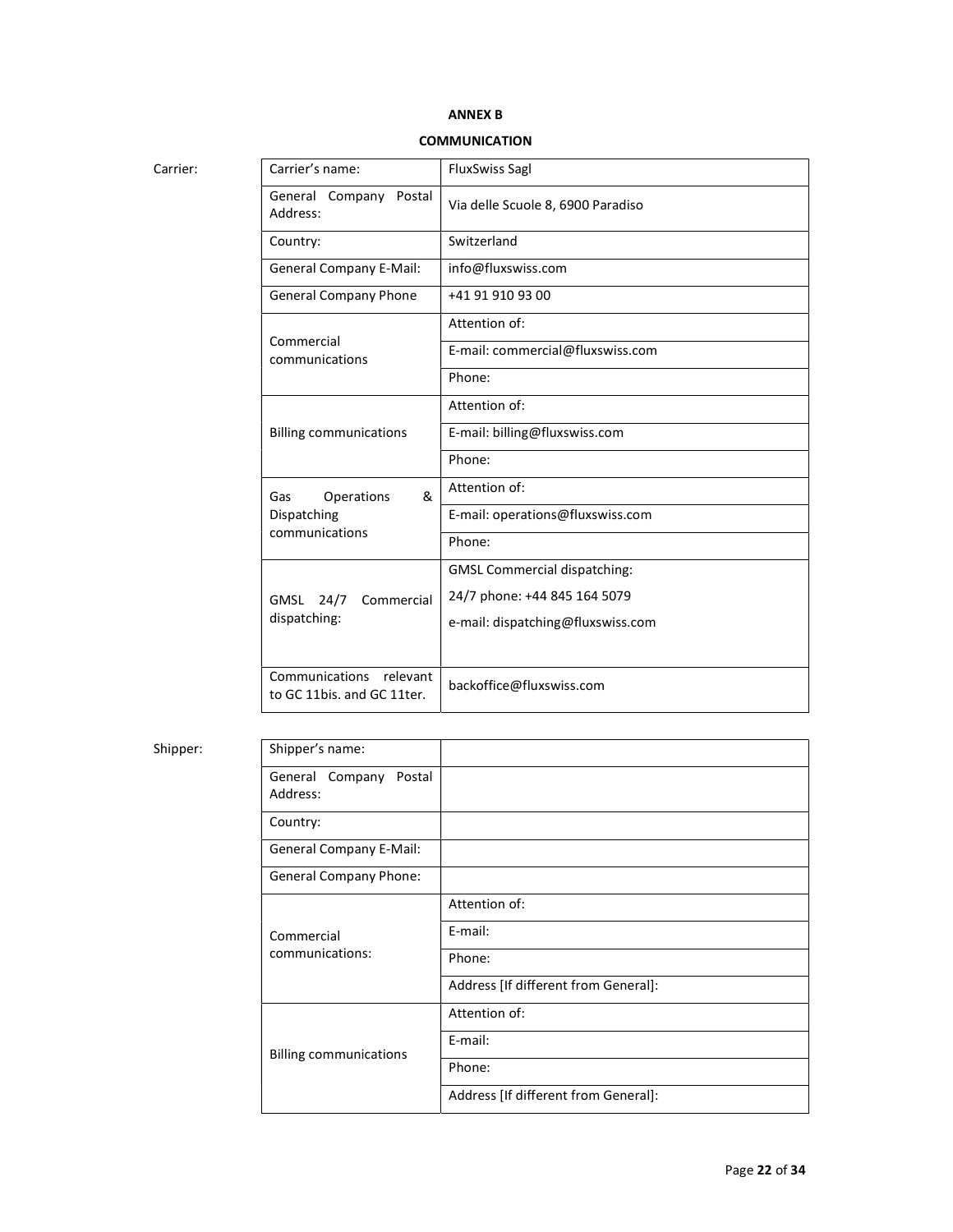**ANNEX B**

**COMMUNICATION**

Carrier:

| Carrier's name: | FluxSwiss Sagl |
|---|---|
| General Company Postal Address: | Via delle Scuole 8, 6900 Paradiso |
| Country: | Switzerland |
| General Company E-Mail: | info@fluxswiss.com |
| General Company Phone | +41 91 910 93 00 |
| Commercial communications | Attention of: |
| | E-mail: commercial@fluxswiss.com |
| | Phone: |
| Billing communications | Attention of: |
| | E-mail: billing@fluxswiss.com |
| | Phone: |
| Gas Operations & Dispatching communications | Attention of: |
| | E-mail: operations@fluxswiss.com |
| | Phone: |
| GMSL 24/7 Commercial dispatching: | GMSL Commercial dispatching:<br>24/7 phone: +44 845 164 5079<br>e-mail: dispatching@fluxswiss.com |
| Communications relevant to GC 11bis. and GC 11ter. | backoffice@fluxswiss.com |

Shipper:

| Shipper's name: | |
|---|---|
| General Company Postal Address: | |
| Country: | |
| General Company E-Mail: | |
| General Company Phone: | |
| Commercial communications: | Attention of: |
| | E-mail: |
| | Phone: |
| | Address [If different from General]: |
| Billing communications | Attention of: |
| | E-mail: |
| | Phone: |
| | Address [If different from General]: |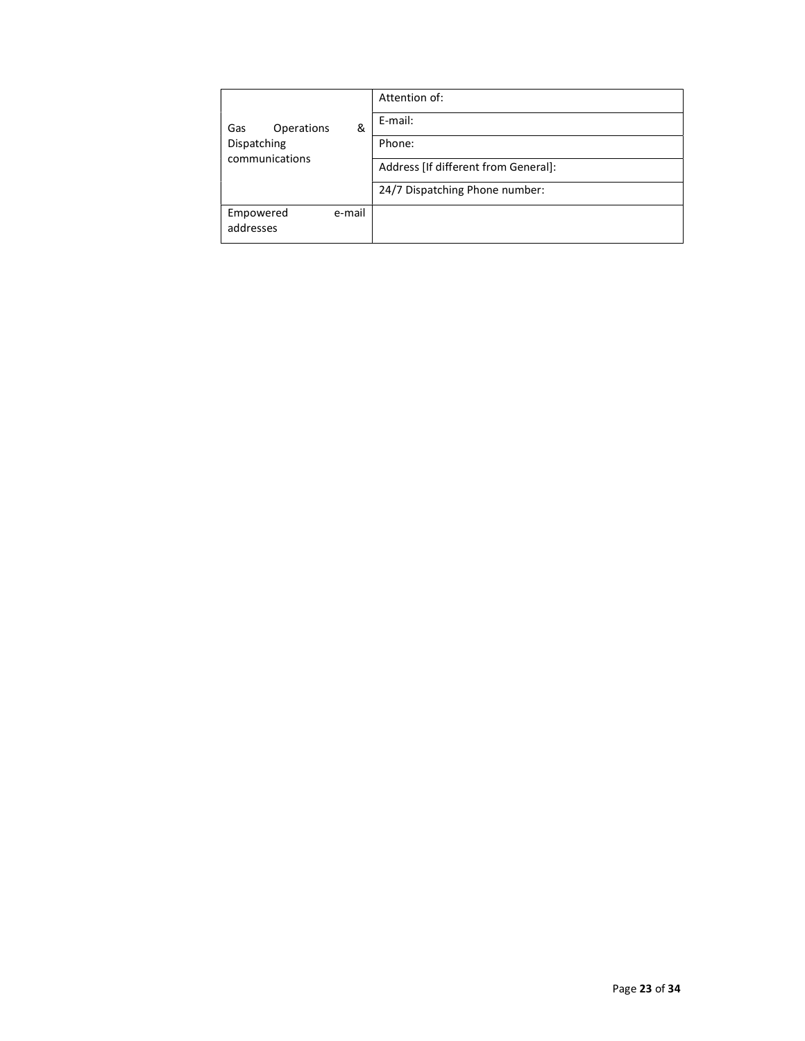| | |
|---|---|
| Gas Operations & Dispatching communications | Attention of: |
| | E-mail: |
| | Phone: |
| | Address [If different from General]: |
| | 24/7 Dispatching Phone number: |
| Empowered e-mail addresses | |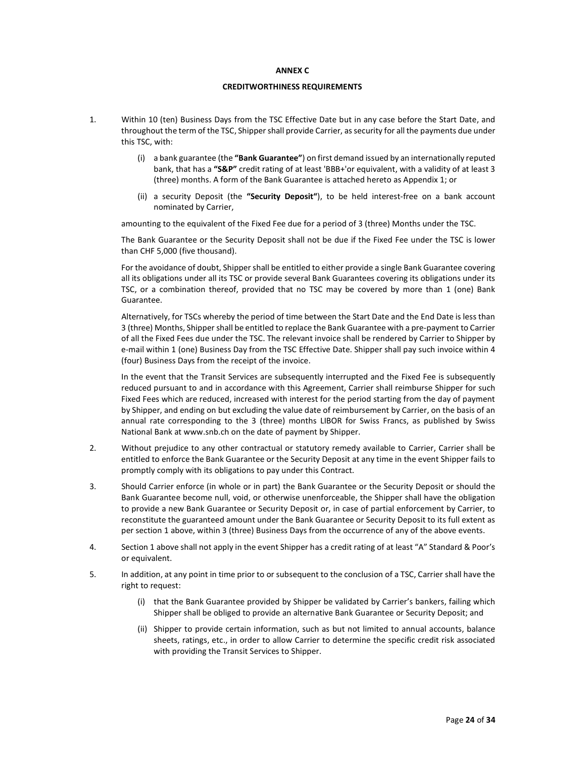**ANNEX C**

**CREDITWORTHINESS REQUIREMENTS**

1. Within 10 (ten) Business Days from the TSC Effective Date but in any case before the Start Date, and throughout the term of the TSC, Shipper shall provide Carrier, as security for all the payments due under this TSC, with:

   (i) a bank guarantee (the **"Bank Guarantee"**) on first demand issued by an internationally reputed bank, that has a **"S&P"** credit rating of at least 'BBB+'or equivalent, with a validity of at least 3 (three) months. A form of the Bank Guarantee is attached hereto as Appendix 1; or

   (ii) a security Deposit (the **"Security Deposit"**), to be held interest-free on a bank account nominated by Carrier,

   amounting to the equivalent of the Fixed Fee due for a period of 3 (three) Months under the TSC.

   The Bank Guarantee or the Security Deposit shall not be due if the Fixed Fee under the TSC is lower than CHF 5,000 (five thousand).

   For the avoidance of doubt, Shipper shall be entitled to either provide a single Bank Guarantee covering all its obligations under all its TSC or provide several Bank Guarantees covering its obligations under its TSC, or a combination thereof, provided that no TSC may be covered by more than 1 (one) Bank Guarantee.

   Alternatively, for TSCs whereby the period of time between the Start Date and the End Date is less than 3 (three) Months, Shipper shall be entitled to replace the Bank Guarantee with a pre-payment to Carrier of all the Fixed Fees due under the TSC. The relevant invoice shall be rendered by Carrier to Shipper by e-mail within 1 (one) Business Day from the TSC Effective Date. Shipper shall pay such invoice within 4 (four) Business Days from the receipt of the invoice.

   In the event that the Transit Services are subsequently interrupted and the Fixed Fee is subsequently reduced pursuant to and in accordance with this Agreement, Carrier shall reimburse Shipper for such Fixed Fees which are reduced, increased with interest for the period starting from the day of payment by Shipper, and ending on but excluding the value date of reimbursement by Carrier, on the basis of an annual rate corresponding to the 3 (three) months LIBOR for Swiss Francs, as published by Swiss National Bank at www.snb.ch on the date of payment by Shipper.

2. Without prejudice to any other contractual or statutory remedy available to Carrier, Carrier shall be entitled to enforce the Bank Guarantee or the Security Deposit at any time in the event Shipper fails to promptly comply with its obligations to pay under this Contract.

3. Should Carrier enforce (in whole or in part) the Bank Guarantee or the Security Deposit or should the Bank Guarantee become null, void, or otherwise unenforceable, the Shipper shall have the obligation to provide a new Bank Guarantee or Security Deposit or, in case of partial enforcement by Carrier, to reconstitute the guaranteed amount under the Bank Guarantee or Security Deposit to its full extent as per section 1 above, within 3 (three) Business Days from the occurrence of any of the above events.

4. Section 1 above shall not apply in the event Shipper has a credit rating of at least "A" Standard & Poor's or equivalent.

5. In addition, at any point in time prior to or subsequent to the conclusion of a TSC, Carrier shall have the right to request:

   (i) that the Bank Guarantee provided by Shipper be validated by Carrier's bankers, failing which Shipper shall be obliged to provide an alternative Bank Guarantee or Security Deposit; and

   (ii) Shipper to provide certain information, such as but not limited to annual accounts, balance sheets, ratings, etc., in order to allow Carrier to determine the specific credit risk associated with providing the Transit Services to Shipper.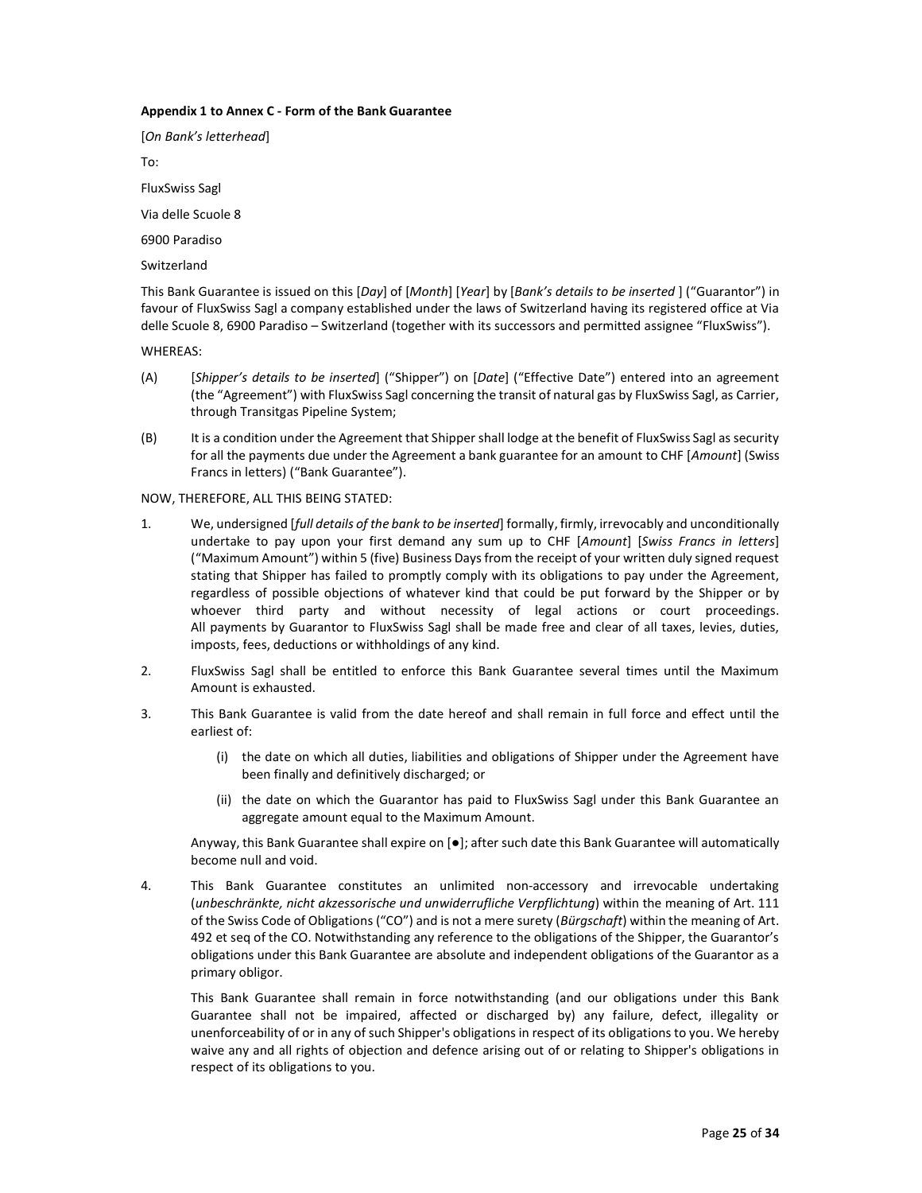**Appendix 1 to Annex C - Form of the Bank Guarantee**

[*On Bank's letterhead*]

To:

FluxSwiss Sagl

Via delle Scuole 8

6900 Paradiso

Switzerland

This Bank Guarantee is issued on this [*Day*] of [*Month*] [*Year*] by [*Bank's details to be inserted* ] ("Guarantor") in favour of FluxSwiss Sagl a company established under the laws of Switzerland having its registered office at Via delle Scuole 8, 6900 Paradiso – Switzerland (together with its successors and permitted assignee "FluxSwiss").

WHEREAS:

(A) [*Shipper's details to be inserted*] ("Shipper") on [*Date*] ("Effective Date") entered into an agreement (the "Agreement") with FluxSwiss Sagl concerning the transit of natural gas by FluxSwiss Sagl, as Carrier, through Transitgas Pipeline System;

(B) It is a condition under the Agreement that Shipper shall lodge at the benefit of FluxSwiss Sagl as security for all the payments due under the Agreement a bank guarantee for an amount to CHF [*Amount*] (Swiss Francs in letters) ("Bank Guarantee").

NOW, THEREFORE, ALL THIS BEING STATED:

1. We, undersigned [*full details of the bank to be inserted*] formally, firmly, irrevocably and unconditionally undertake to pay upon your first demand any sum up to CHF [*Amount*] [*Swiss Francs in letters*] ("Maximum Amount") within 5 (five) Business Days from the receipt of your written duly signed request stating that Shipper has failed to promptly comply with its obligations to pay under the Agreement, regardless of possible objections of whatever kind that could be put forward by the Shipper or by whoever third party and without necessity of legal actions or court proceedings. All payments by Guarantor to FluxSwiss Sagl shall be made free and clear of all taxes, levies, duties, imposts, fees, deductions or withholdings of any kind.

2. FluxSwiss Sagl shall be entitled to enforce this Bank Guarantee several times until the Maximum Amount is exhausted.

3. This Bank Guarantee is valid from the date hereof and shall remain in full force and effect until the earliest of:

   (i) the date on which all duties, liabilities and obligations of Shipper under the Agreement have been finally and definitively discharged; or

   (ii) the date on which the Guarantor has paid to FluxSwiss Sagl under this Bank Guarantee an aggregate amount equal to the Maximum Amount.

   Anyway, this Bank Guarantee shall expire on [●]; after such date this Bank Guarantee will automatically become null and void.

4. This Bank Guarantee constitutes an unlimited non-accessory and irrevocable undertaking (*unbeschränkte, nicht akzessorische und unwiderrufliche Verpflichtung*) within the meaning of Art. 111 of the Swiss Code of Obligations ("CO") and is not a mere surety (*Bürgschaft*) within the meaning of Art. 492 et seq of the CO. Notwithstanding any reference to the obligations of the Shipper, the Guarantor's obligations under this Bank Guarantee are absolute and independent obligations of the Guarantor as a primary obligor.

   This Bank Guarantee shall remain in force notwithstanding (and our obligations under this Bank Guarantee shall not be impaired, affected or discharged by) any failure, defect, illegality or unenforceability of or in any of such Shipper's obligations in respect of its obligations to you. We hereby waive any and all rights of objection and defence arising out of or relating to Shipper's obligations in respect of its obligations to you.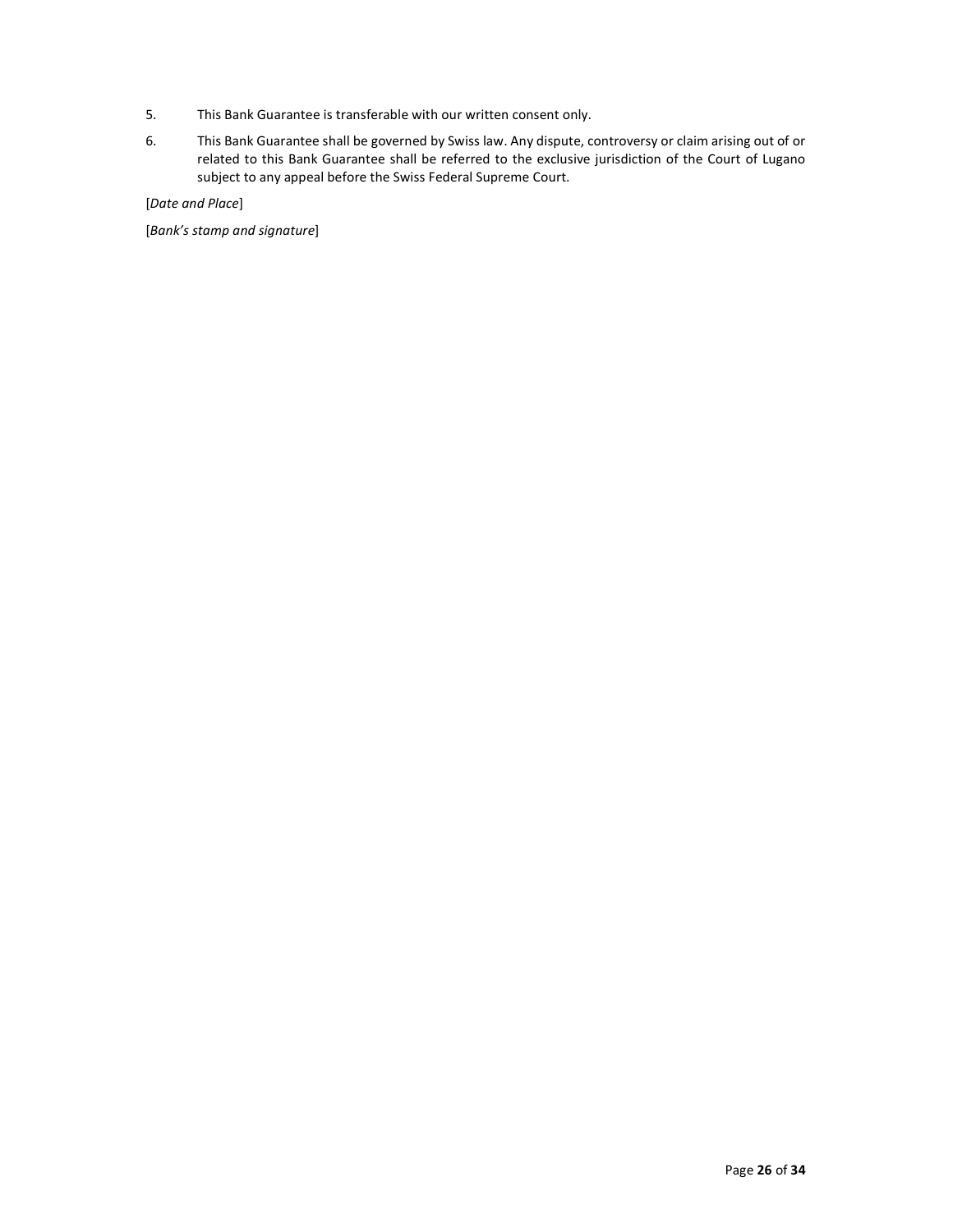5. This Bank Guarantee is transferable with our written consent only.

6. This Bank Guarantee shall be governed by Swiss law. Any dispute, controversy or claim arising out of or related to this Bank Guarantee shall be referred to the exclusive jurisdiction of the Court of Lugano subject to any appeal before the Swiss Federal Supreme Court.

[*Date and Place*]

[*Bank's stamp and signature*]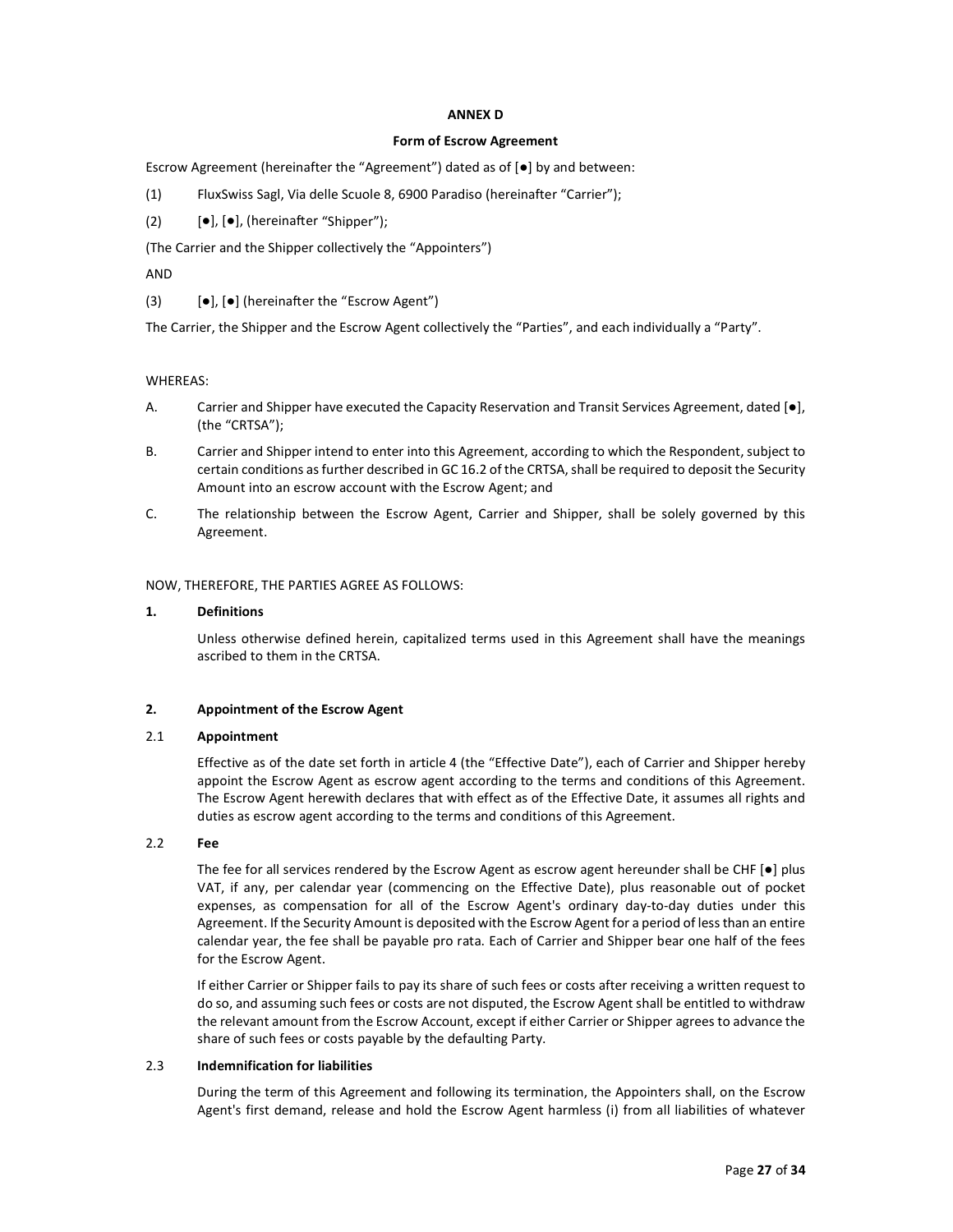**ANNEX D**

**Form of Escrow Agreement**

Escrow Agreement (hereinafter the "Agreement") dated as of [●] by and between:

(1) FluxSwiss Sagl, Via delle Scuole 8, 6900 Paradiso (hereinafter "Carrier");

(2) [●], [●], (hereinafter "Shipper");

(The Carrier and the Shipper collectively the "Appointers")

AND

(3) [●], [●] (hereinafter the "Escrow Agent")

The Carrier, the Shipper and the Escrow Agent collectively the "Parties", and each individually a "Party".

WHEREAS:

A. Carrier and Shipper have executed the Capacity Reservation and Transit Services Agreement, dated [●], (the "CRTSA");

B. Carrier and Shipper intend to enter into this Agreement, according to which the Respondent, subject to certain conditions as further described in GC 16.2 of the CRTSA, shall be required to deposit the Security Amount into an escrow account with the Escrow Agent; and

C. The relationship between the Escrow Agent, Carrier and Shipper, shall be solely governed by this Agreement.

NOW, THEREFORE, THE PARTIES AGREE AS FOLLOWS:

**1. Definitions**

Unless otherwise defined herein, capitalized terms used in this Agreement shall have the meanings ascribed to them in the CRTSA.

**2. Appointment of the Escrow Agent**

2.1 **Appointment**

Effective as of the date set forth in article 4 (the "Effective Date"), each of Carrier and Shipper hereby appoint the Escrow Agent as escrow agent according to the terms and conditions of this Agreement. The Escrow Agent herewith declares that with effect as of the Effective Date, it assumes all rights and duties as escrow agent according to the terms and conditions of this Agreement.

2.2 **Fee**

The fee for all services rendered by the Escrow Agent as escrow agent hereunder shall be CHF [●] plus VAT, if any, per calendar year (commencing on the Effective Date), plus reasonable out of pocket expenses, as compensation for all of the Escrow Agent's ordinary day-to-day duties under this Agreement. If the Security Amount is deposited with the Escrow Agent for a period of less than an entire calendar year, the fee shall be payable pro rata. Each of Carrier and Shipper bear one half of the fees for the Escrow Agent.

If either Carrier or Shipper fails to pay its share of such fees or costs after receiving a written request to do so, and assuming such fees or costs are not disputed, the Escrow Agent shall be entitled to withdraw the relevant amount from the Escrow Account, except if either Carrier or Shipper agrees to advance the share of such fees or costs payable by the defaulting Party.

2.3 **Indemnification for liabilities**

During the term of this Agreement and following its termination, the Appointers shall, on the Escrow Agent's first demand, release and hold the Escrow Agent harmless (i) from all liabilities of whatever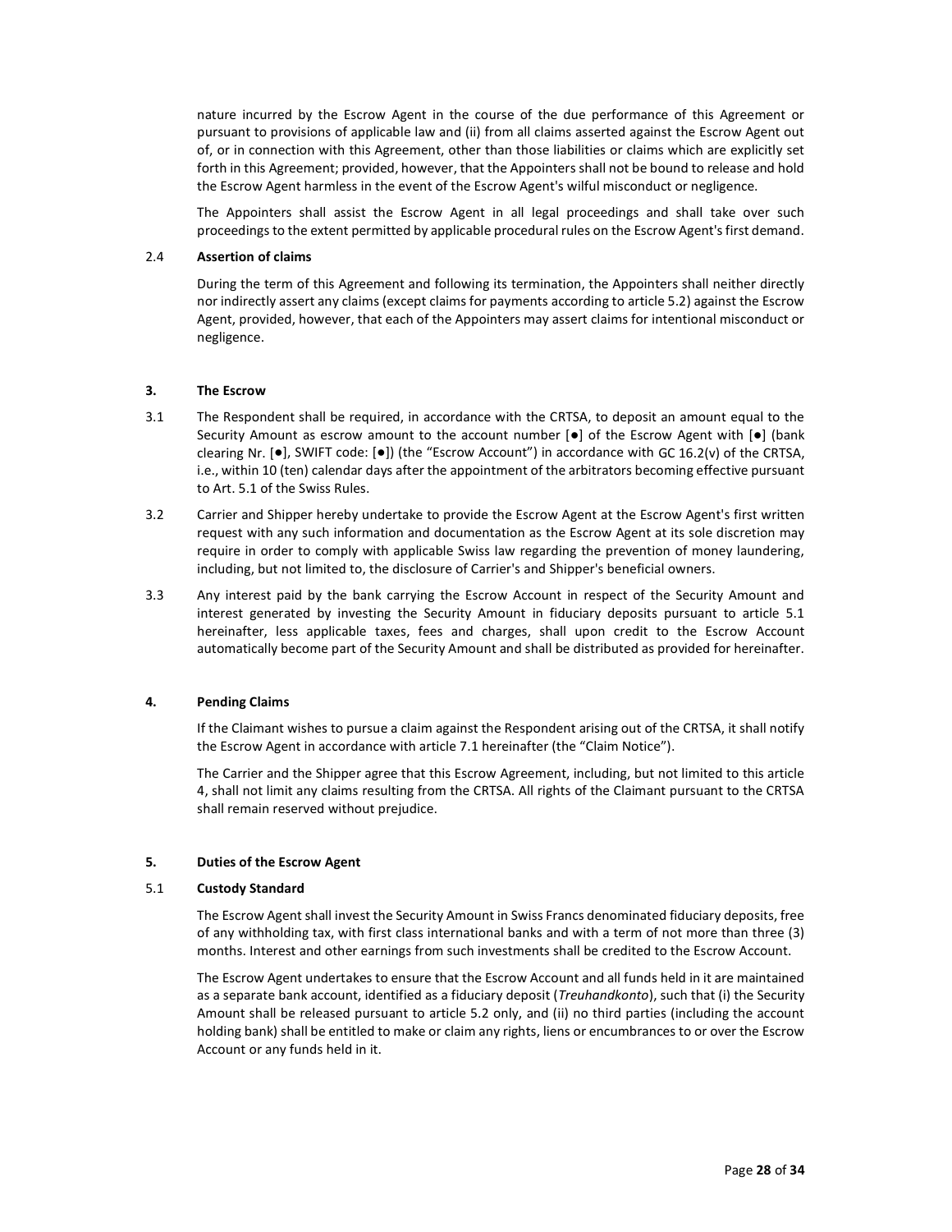nature incurred by the Escrow Agent in the course of the due performance of this Agreement or pursuant to provisions of applicable law and (ii) from all claims asserted against the Escrow Agent out of, or in connection with this Agreement, other than those liabilities or claims which are explicitly set forth in this Agreement; provided, however, that the Appointers shall not be bound to release and hold the Escrow Agent harmless in the event of the Escrow Agent's wilful misconduct or negligence.

The Appointers shall assist the Escrow Agent in all legal proceedings and shall take over such proceedings to the extent permitted by applicable procedural rules on the Escrow Agent's first demand.

### 2.4 Assertion of claims

During the term of this Agreement and following its termination, the Appointers shall neither directly nor indirectly assert any claims (except claims for payments according to article 5.2) against the Escrow Agent, provided, however, that each of the Appointers may assert claims for intentional misconduct or negligence.

## 3. The Escrow

3.1 The Respondent shall be required, in accordance with the CRTSA, to deposit an amount equal to the Security Amount as escrow amount to the account number [●] of the Escrow Agent with [●] (bank clearing Nr. [●], SWIFT code: [●]) (the "Escrow Account") in accordance with GC 16.2(v) of the CRTSA, i.e., within 10 (ten) calendar days after the appointment of the arbitrators becoming effective pursuant to Art. 5.1 of the Swiss Rules.

3.2 Carrier and Shipper hereby undertake to provide the Escrow Agent at the Escrow Agent's first written request with any such information and documentation as the Escrow Agent at its sole discretion may require in order to comply with applicable Swiss law regarding the prevention of money laundering, including, but not limited to, the disclosure of Carrier's and Shipper's beneficial owners.

3.3 Any interest paid by the bank carrying the Escrow Account in respect of the Security Amount and interest generated by investing the Security Amount in fiduciary deposits pursuant to article 5.1 hereinafter, less applicable taxes, fees and charges, shall upon credit to the Escrow Account automatically become part of the Security Amount and shall be distributed as provided for hereinafter.

## 4. Pending Claims

If the Claimant wishes to pursue a claim against the Respondent arising out of the CRTSA, it shall notify the Escrow Agent in accordance with article 7.1 hereinafter (the "Claim Notice").

The Carrier and the Shipper agree that this Escrow Agreement, including, but not limited to this article 4, shall not limit any claims resulting from the CRTSA. All rights of the Claimant pursuant to the CRTSA shall remain reserved without prejudice.

## 5. Duties of the Escrow Agent

### 5.1 Custody Standard

The Escrow Agent shall invest the Security Amount in Swiss Francs denominated fiduciary deposits, free of any withholding tax, with first class international banks and with a term of not more than three (3) months. Interest and other earnings from such investments shall be credited to the Escrow Account.

The Escrow Agent undertakes to ensure that the Escrow Account and all funds held in it are maintained as a separate bank account, identified as a fiduciary deposit (*Treuhandkonto*), such that (i) the Security Amount shall be released pursuant to article 5.2 only, and (ii) no third parties (including the account holding bank) shall be entitled to make or claim any rights, liens or encumbrances to or over the Escrow Account or any funds held in it.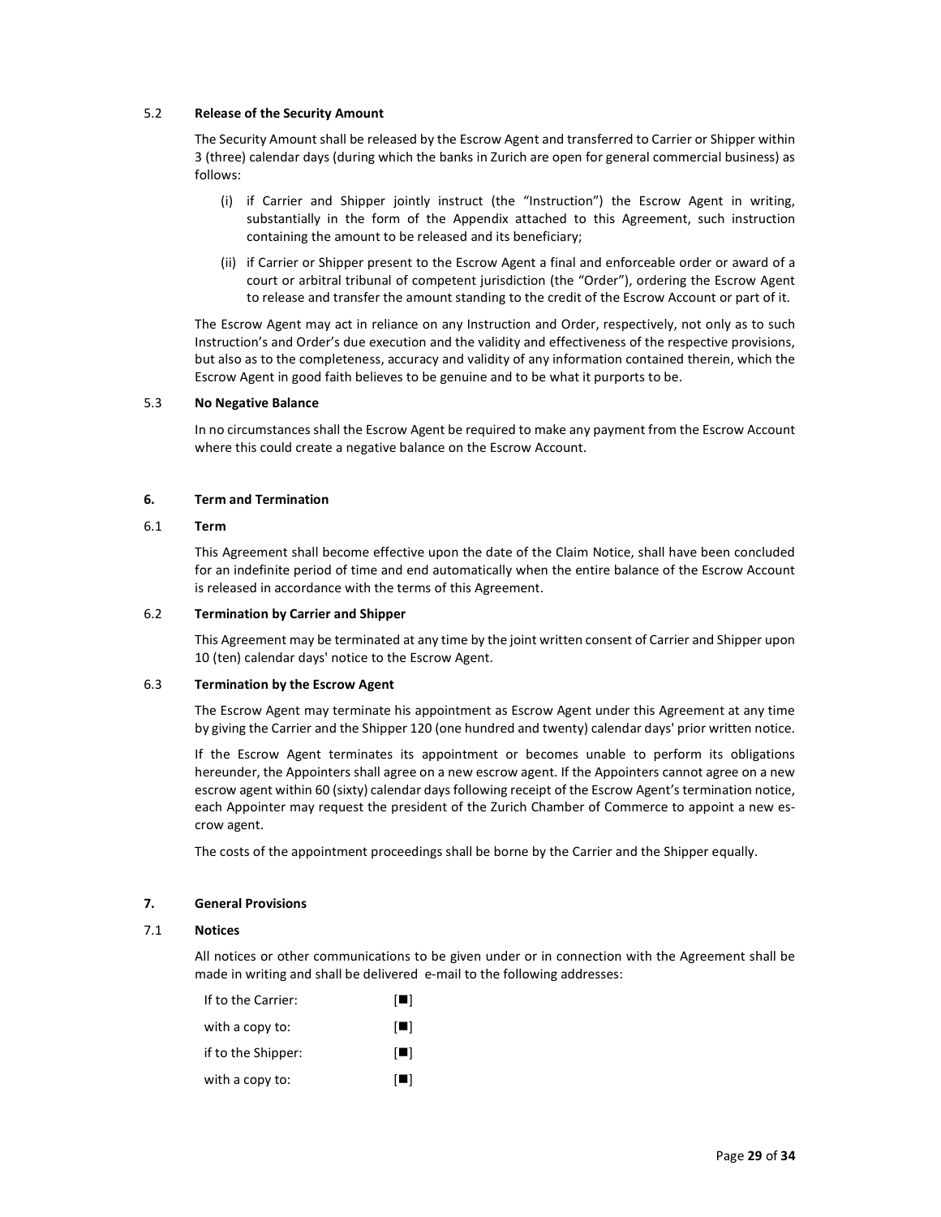### 5.2 **Release of the Security Amount**

The Security Amount shall be released by the Escrow Agent and transferred to Carrier or Shipper within 3 (three) calendar days (during which the banks in Zurich are open for general commercial business) as follows:

(i) if Carrier and Shipper jointly instruct (the "Instruction") the Escrow Agent in writing, substantially in the form of the Appendix attached to this Agreement, such instruction containing the amount to be released and its beneficiary;

(ii) if Carrier or Shipper present to the Escrow Agent a final and enforceable order or award of a court or arbitral tribunal of competent jurisdiction (the "Order"), ordering the Escrow Agent to release and transfer the amount standing to the credit of the Escrow Account or part of it.

The Escrow Agent may act in reliance on any Instruction and Order, respectively, not only as to such Instruction's and Order's due execution and the validity and effectiveness of the respective provisions, but also as to the completeness, accuracy and validity of any information contained therein, which the Escrow Agent in good faith believes to be genuine and to be what it purports to be.

### 5.3 **No Negative Balance**

In no circumstances shall the Escrow Agent be required to make any payment from the Escrow Account where this could create a negative balance on the Escrow Account.

## 6. **Term and Termination**

### 6.1 **Term**

This Agreement shall become effective upon the date of the Claim Notice, shall have been concluded for an indefinite period of time and end automatically when the entire balance of the Escrow Account is released in accordance with the terms of this Agreement.

### 6.2 **Termination by Carrier and Shipper**

This Agreement may be terminated at any time by the joint written consent of Carrier and Shipper upon 10 (ten) calendar days' notice to the Escrow Agent.

### 6.3 **Termination by the Escrow Agent**

The Escrow Agent may terminate his appointment as Escrow Agent under this Agreement at any time by giving the Carrier and the Shipper 120 (one hundred and twenty) calendar days' prior written notice.

If the Escrow Agent terminates its appointment or becomes unable to perform its obligations hereunder, the Appointers shall agree on a new escrow agent. If the Appointers cannot agree on a new escrow agent within 60 (sixty) calendar days following receipt of the Escrow Agent's termination notice, each Appointer may request the president of the Zurich Chamber of Commerce to appoint a new escrow agent.

The costs of the appointment proceedings shall be borne by the Carrier and the Shipper equally.

## 7. **General Provisions**

### 7.1 **Notices**

All notices or other communications to be given under or in connection with the Agreement shall be made in writing and shall be delivered e-mail to the following addresses:

| | |
|---|---|
| If to the Carrier: | [■] |
| with a copy to: | [■] |
| if to the Shipper: | [■] |
| with a copy to: | [■] |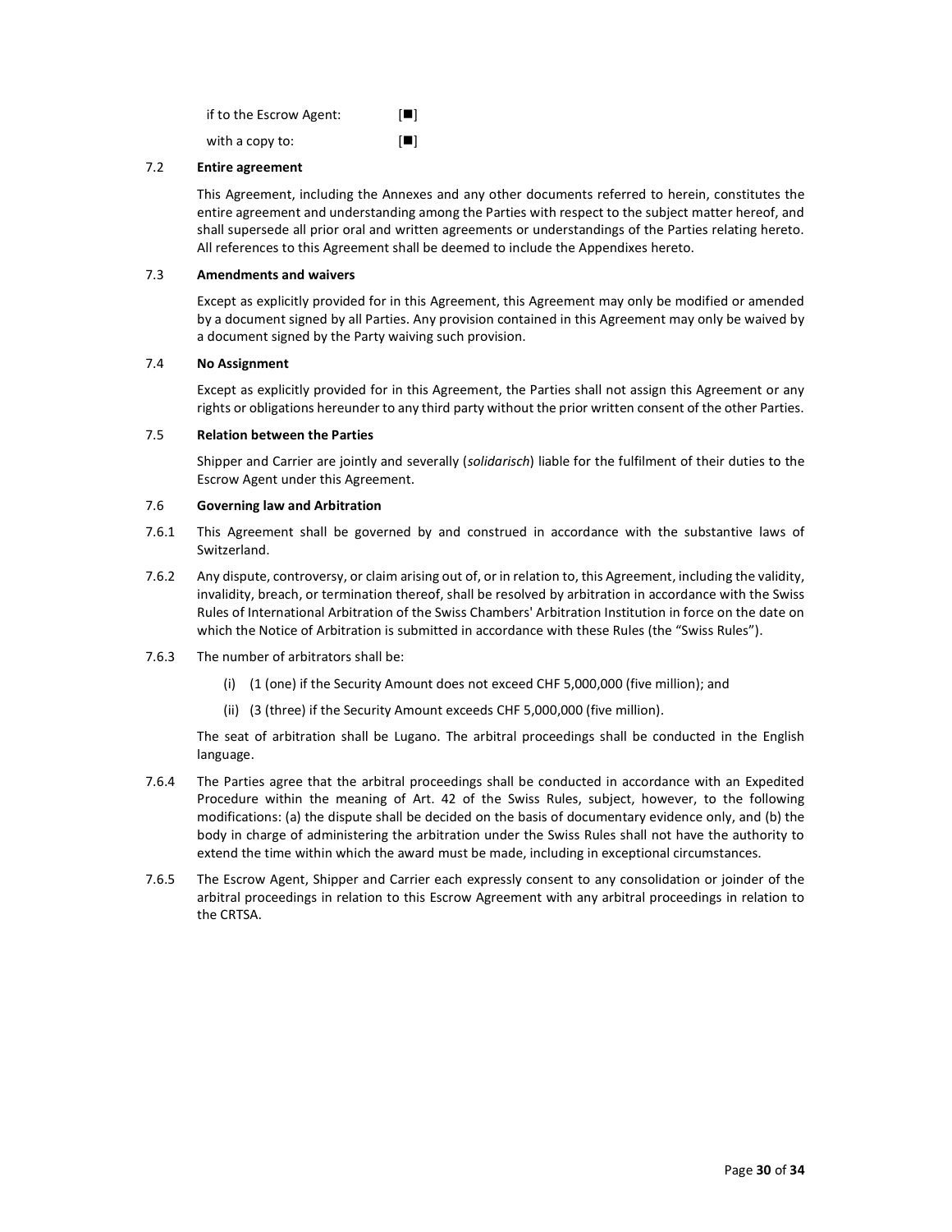if to the Escrow Agent: [■]

with a copy to: [■]

### 7.2 Entire agreement

This Agreement, including the Annexes and any other documents referred to herein, constitutes the entire agreement and understanding among the Parties with respect to the subject matter hereof, and shall supersede all prior oral and written agreements or understandings of the Parties relating hereto. All references to this Agreement shall be deemed to include the Appendixes hereto.

### 7.3 Amendments and waivers

Except as explicitly provided for in this Agreement, this Agreement may only be modified or amended by a document signed by all Parties. Any provision contained in this Agreement may only be waived by a document signed by the Party waiving such provision.

### 7.4 No Assignment

Except as explicitly provided for in this Agreement, the Parties shall not assign this Agreement or any rights or obligations hereunder to any third party without the prior written consent of the other Parties.

### 7.5 Relation between the Parties

Shipper and Carrier are jointly and severally (*solidarisch*) liable for the fulfilment of their duties to the Escrow Agent under this Agreement.

### 7.6 Governing law and Arbitration

7.6.1 This Agreement shall be governed by and construed in accordance with the substantive laws of Switzerland.

7.6.2 Any dispute, controversy, or claim arising out of, or in relation to, this Agreement, including the validity, invalidity, breach, or termination thereof, shall be resolved by arbitration in accordance with the Swiss Rules of International Arbitration of the Swiss Chambers' Arbitration Institution in force on the date on which the Notice of Arbitration is submitted in accordance with these Rules (the "Swiss Rules").

7.6.3 The number of arbitrators shall be:

(i) (1 (one) if the Security Amount does not exceed CHF 5,000,000 (five million); and

(ii) (3 (three) if the Security Amount exceeds CHF 5,000,000 (five million).

The seat of arbitration shall be Lugano. The arbitral proceedings shall be conducted in the English language.

7.6.4 The Parties agree that the arbitral proceedings shall be conducted in accordance with an Expedited Procedure within the meaning of Art. 42 of the Swiss Rules, subject, however, to the following modifications: (a) the dispute shall be decided on the basis of documentary evidence only, and (b) the body in charge of administering the arbitration under the Swiss Rules shall not have the authority to extend the time within which the award must be made, including in exceptional circumstances.

7.6.5 The Escrow Agent, Shipper and Carrier each expressly consent to any consolidation or joinder of the arbitral proceedings in relation to this Escrow Agreement with any arbitral proceedings in relation to the CRTSA.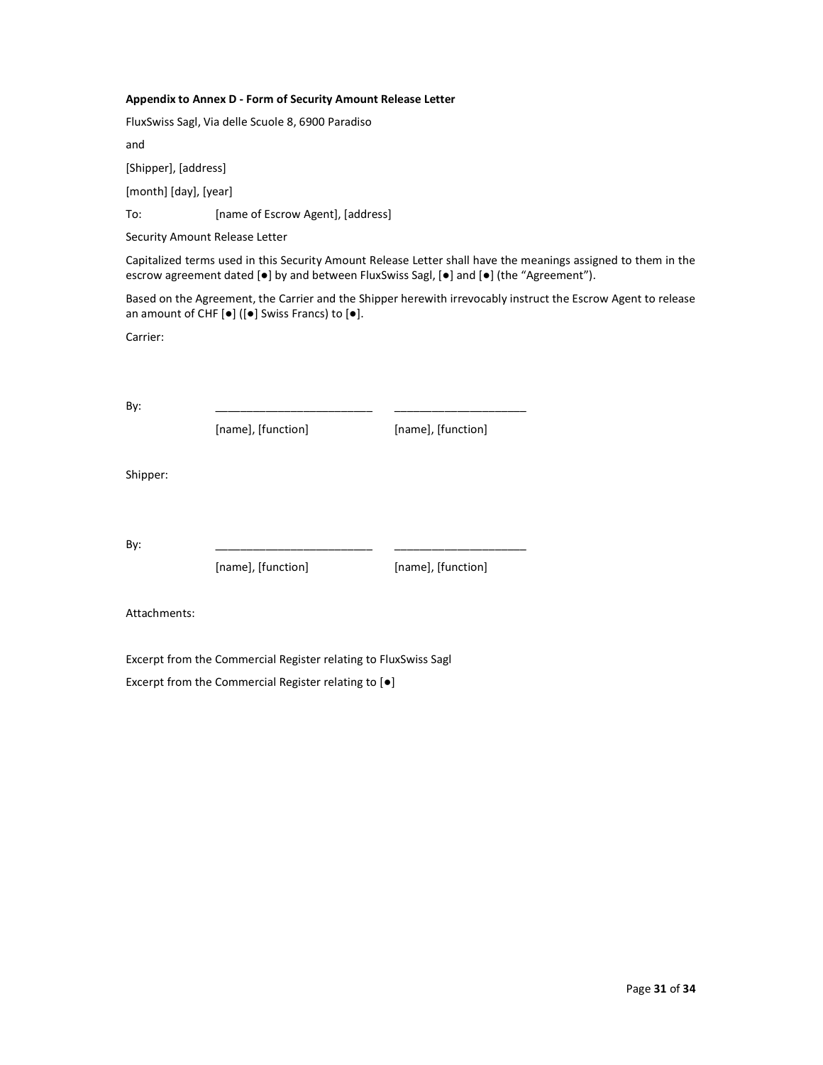**Appendix to Annex D - Form of Security Amount Release Letter**

FluxSwiss Sagl, Via delle Scuole 8, 6900 Paradiso

and

[Shipper], [address]

[month] [day], [year]

To: [name of Escrow Agent], [address]

Security Amount Release Letter

Capitalized terms used in this Security Amount Release Letter shall have the meanings assigned to them in the escrow agreement dated [●] by and between FluxSwiss Sagl, [●] and [●] (the "Agreement").

Based on the Agreement, the Carrier and the Shipper herewith irrevocably instruct the Escrow Agent to release an amount of CHF [●] ([●] Swiss Francs) to [●].

Carrier:

By: \_\_\_\_\_\_\_\_\_\_\_\_\_\_\_\_\_\_\_\_\_\_\_\_ \_\_\_\_\_\_\_\_\_\_\_\_\_\_\_\_\_\_\_\_

[name], [function] [name], [function]

Shipper:

By: \_\_\_\_\_\_\_\_\_\_\_\_\_\_\_\_\_\_\_\_\_\_\_\_ \_\_\_\_\_\_\_\_\_\_\_\_\_\_\_\_\_\_\_\_

[name], [function] [name], [function]

Attachments:

Excerpt from the Commercial Register relating to FluxSwiss Sagl

Excerpt from the Commercial Register relating to [●]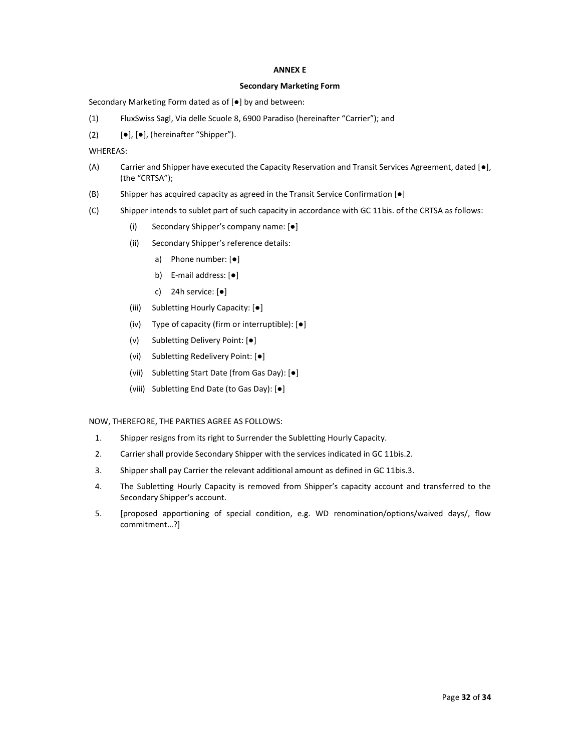**ANNEX E**

**Secondary Marketing Form**

Secondary Marketing Form dated as of [●] by and between:

(1) FluxSwiss Sagl, Via delle Scuole 8, 6900 Paradiso (hereinafter “Carrier”); and

(2) [●], [●], (hereinafter “Shipper”).

WHEREAS:

(A) Carrier and Shipper have executed the Capacity Reservation and Transit Services Agreement, dated [●], (the “CRTSA”);

(B) Shipper has acquired capacity as agreed in the Transit Service Confirmation [●]

(C) Shipper intends to sublet part of such capacity in accordance with GC 11bis. of the CRTSA as follows:

   (i) Secondary Shipper’s company name: [●]

   (ii) Secondary Shipper’s reference details:

      a) Phone number: [●]

      b) E-mail address: [●]

      c) 24h service: [●]

   (iii) Subletting Hourly Capacity: [●]

   (iv) Type of capacity (firm or interruptible): [●]

   (v) Subletting Delivery Point: [●]

   (vi) Subletting Redelivery Point: [●]

   (vii) Subletting Start Date (from Gas Day): [●]

   (viii) Subletting End Date (to Gas Day): [●]

NOW, THEREFORE, THE PARTIES AGREE AS FOLLOWS:

1. Shipper resigns from its right to Surrender the Subletting Hourly Capacity.
2. Carrier shall provide Secondary Shipper with the services indicated in GC 11bis.2.
3. Shipper shall pay Carrier the relevant additional amount as defined in GC 11bis.3.
4. The Subletting Hourly Capacity is removed from Shipper’s capacity account and transferred to the Secondary Shipper’s account.
5. [proposed apportioning of special condition, e.g. WD renomination/options/waived days/, flow commitment…?]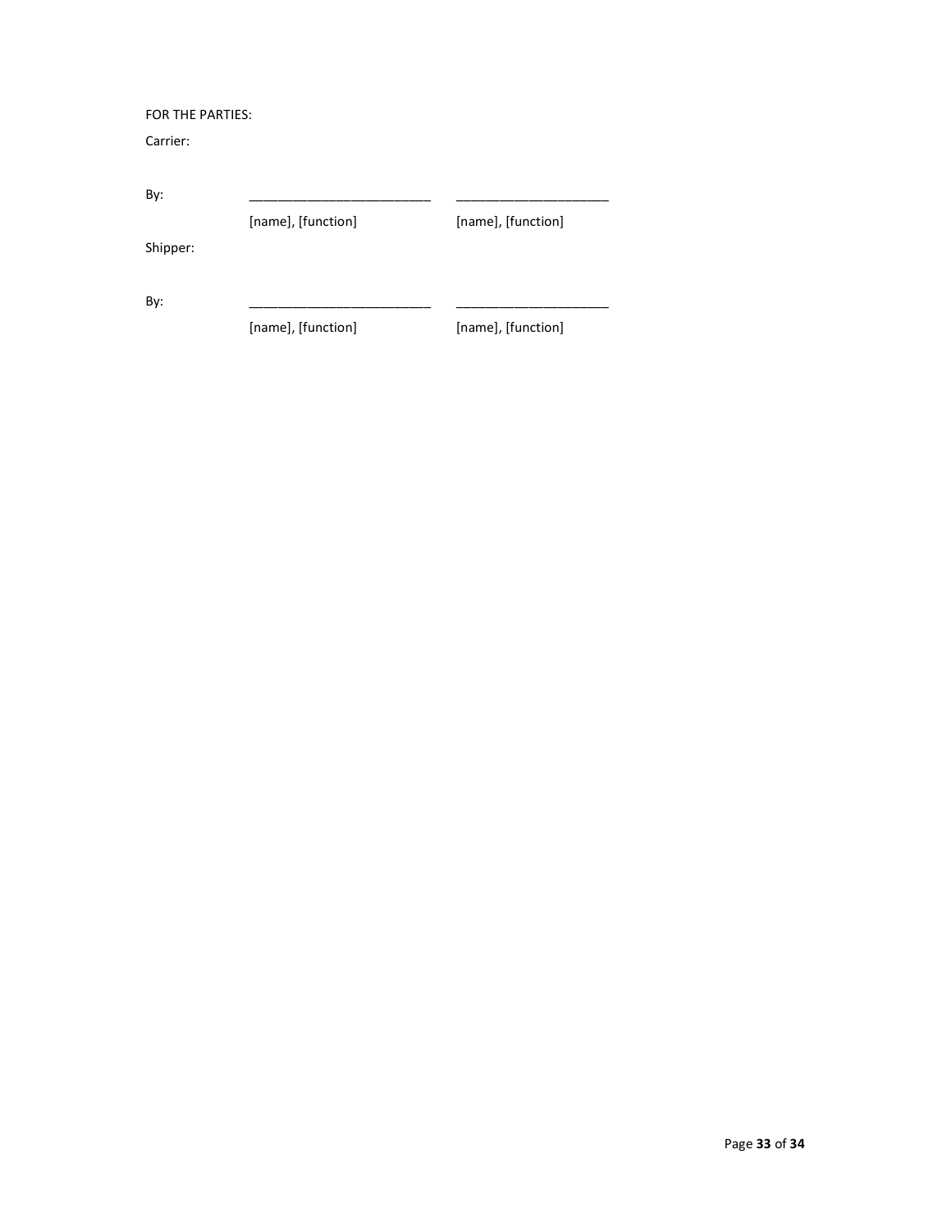FOR THE PARTIES:

Carrier:

| By: | _________________________ | _____________________ |
|---|---|---|
| | [name], [function] | [name], [function] |

Shipper:

| By: | _________________________ | _____________________ |
|---|---|---|
| | [name], [function] | [name], [function] |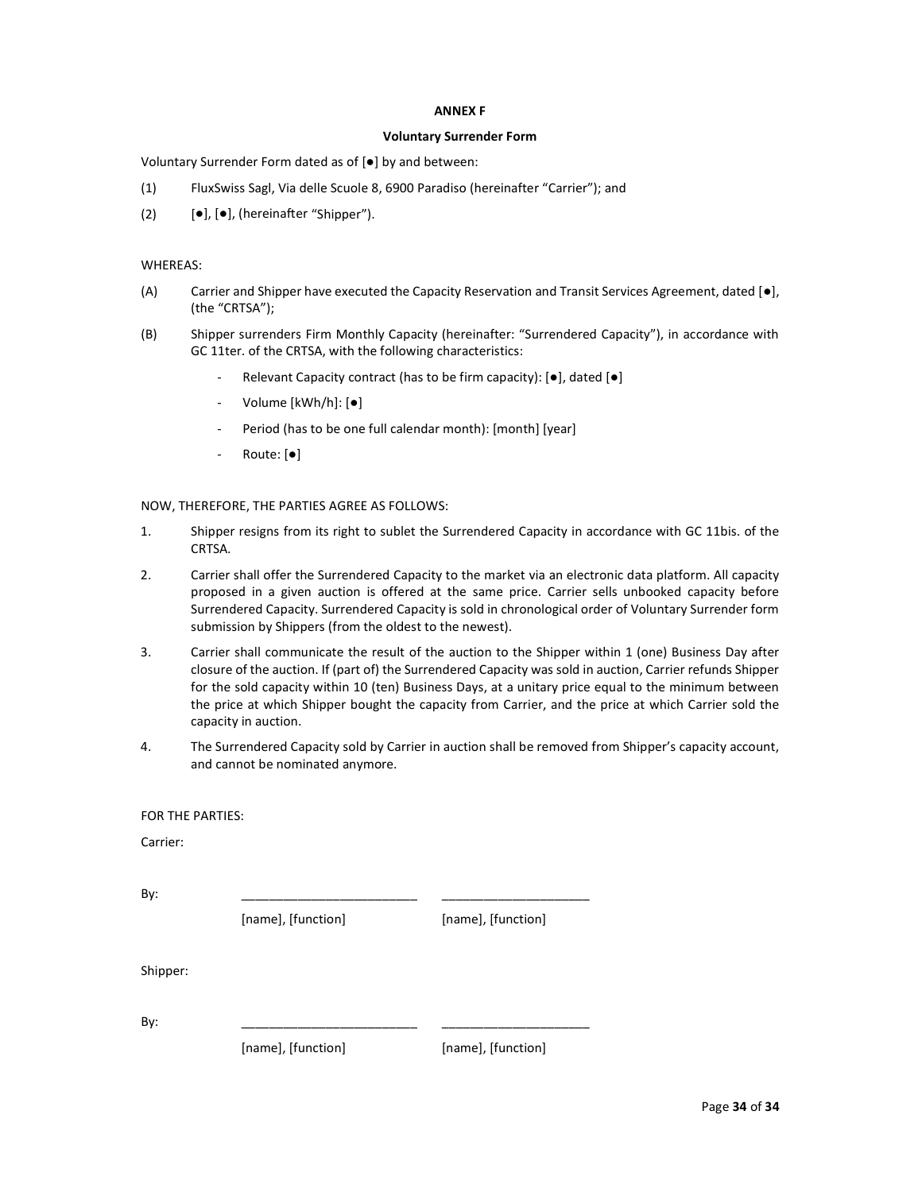**ANNEX F**

**Voluntary Surrender Form**

Voluntary Surrender Form dated as of [●] by and between:

(1) FluxSwiss Sagl, Via delle Scuole 8, 6900 Paradiso (hereinafter "Carrier"); and

(2) [●], [●], (hereinafter "Shipper").

WHEREAS:

(A) Carrier and Shipper have executed the Capacity Reservation and Transit Services Agreement, dated [●], (the "CRTSA");

(B) Shipper surrenders Firm Monthly Capacity (hereinafter: "Surrendered Capacity"), in accordance with GC 11ter. of the CRTSA, with the following characteristics:

- Relevant Capacity contract (has to be firm capacity): [●], dated [●]
- Volume [kWh/h]: [●]
- Period (has to be one full calendar month): [month] [year]
- Route: [●]

NOW, THEREFORE, THE PARTIES AGREE AS FOLLOWS:

1. Shipper resigns from its right to sublet the Surrendered Capacity in accordance with GC 11bis. of the CRTSA.

2. Carrier shall offer the Surrendered Capacity to the market via an electronic data platform. All capacity proposed in a given auction is offered at the same price. Carrier sells unbooked capacity before Surrendered Capacity. Surrendered Capacity is sold in chronological order of Voluntary Surrender form submission by Shippers (from the oldest to the newest).

3. Carrier shall communicate the result of the auction to the Shipper within 1 (one) Business Day after closure of the auction. If (part of) the Surrendered Capacity was sold in auction, Carrier refunds Shipper for the sold capacity within 10 (ten) Business Days, at a unitary price equal to the minimum between the price at which Shipper bought the capacity from Carrier, and the price at which Carrier sold the capacity in auction.

4. The Surrendered Capacity sold by Carrier in auction shall be removed from Shipper's capacity account, and cannot be nominated anymore.

FOR THE PARTIES:

Carrier:

By: _________________________ _____________________

[name], [function] [name], [function]

Shipper:

By: _________________________ _____________________

[name], [function] [name], [function]